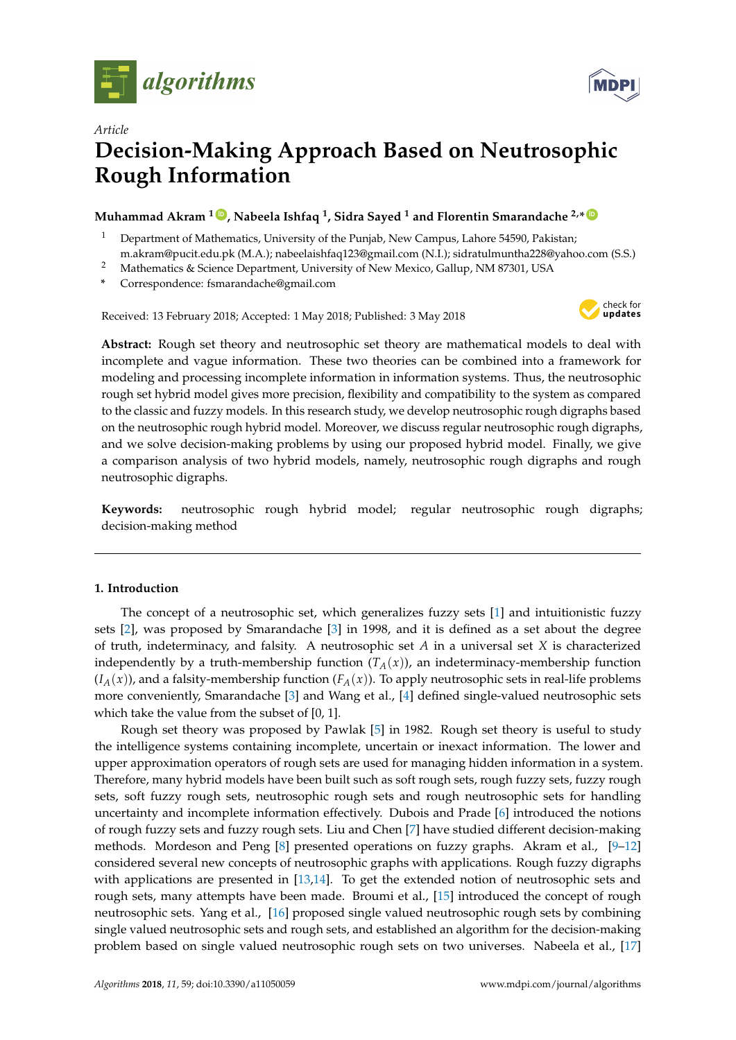*Article*

# Decision-Making Approach Based on Neutrosophic Rough Information

**Muhammad Akram [1], Nabeela Ishfaq [1], Sidra Sayed [1] and Florentin Smarandache [2,*]**

[1] Department of Mathematics, University of the Punjab, New Campus, Lahore 54590, Pakistan; m.akram@pucit.edu.pk (M.A.); nabeelaishfaq123@gmail.com (N.I.); sidratulmuntha228@yahoo.com (S.S.)

[2] Mathematics & Science Department, University of New Mexico, Gallup, NM 87301, USA

\* Correspondence: fsmarandache@gmail.com

Received: 13 February 2018; Accepted: 1 May 2018; Published: 3 May 2018

**Abstract:** Rough set theory and neutrosophic set theory are mathematical models to deal with incomplete and vague information. These two theories can be combined into a framework for modeling and processing incomplete information in information systems. Thus, the neutrosophic rough set hybrid model gives more precision, flexibility and compatibility to the system as compared to the classic and fuzzy models. In this research study, we develop neutrosophic rough digraphs based on the neutrosophic rough hybrid model. Moreover, we discuss regular neutrosophic rough digraphs, and we solve decision-making problems by using our proposed hybrid model. Finally, we give a comparison analysis of two hybrid models, namely, neutrosophic rough digraphs and rough neutrosophic digraphs.

**Keywords:** neutrosophic rough hybrid model; regular neutrosophic rough digraphs; decision-making method

## 1. Introduction

The concept of a neutrosophic set, which generalizes fuzzy sets [1] and intuitionistic fuzzy sets [2], was proposed by Smarandache [3] in 1998, and it is defined as a set about the degree of truth, indeterminacy, and falsity. A neutrosophic set $A$ in a universal set $X$ is characterized independently by a truth-membership function ($T_A(x)$), an indeterminacy-membership function ($I_A(x)$), and a falsity-membership function ($F_A(x)$). To apply neutrosophic sets in real-life problems more conveniently, Smarandache [3] and Wang et al., [4] defined single-valued neutrosophic sets which take the value from the subset of [0, 1].

Rough set theory was proposed by Pawlak [5] in 1982. Rough set theory is useful to study the intelligence systems containing incomplete, uncertain or inexact information. The lower and upper approximation operators of rough sets are used for managing hidden information in a system. Therefore, many hybrid models have been built such as soft rough sets, rough fuzzy sets, fuzzy rough sets, soft fuzzy rough sets, neutrosophic rough sets and rough neutrosophic sets for handling uncertainty and incomplete information effectively. Dubois and Prade [6] introduced the notions of rough fuzzy sets and fuzzy rough sets. Liu and Chen [7] have studied different decision-making methods. Mordeson and Peng [8] presented operations on fuzzy graphs. Akram et al., [9–12] considered several new concepts of neutrosophic graphs with applications. Rough fuzzy digraphs with applications are presented in [13,14]. To get the extended notion of neutrosophic sets and rough sets, many attempts have been made. Broumi et al., [15] introduced the concept of rough neutrosophic sets. Yang et al., [16] proposed single valued neutrosophic rough sets by combining single valued neutrosophic sets and rough sets, and established an algorithm for the decision-making problem based on single valued neutrosophic rough sets on two universes. Nabeela et al., [17]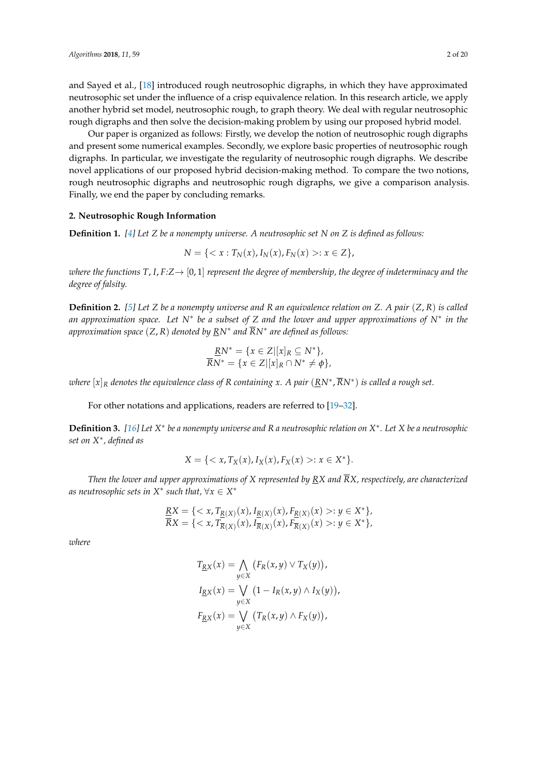and Sayed et al., [18] introduced rough neutrosophic digraphs, in which they have approximated neutrosophic set under the influence of a crisp equivalence relation. In this research article, we apply another hybrid set model, neutrosophic rough, to graph theory. We deal with regular neutrosophic rough digraphs and then solve the decision-making problem by using our proposed hybrid model.

Our paper is organized as follows: Firstly, we develop the notion of neutrosophic rough digraphs and present some numerical examples. Secondly, we explore basic properties of neutrosophic rough digraphs. In particular, we investigate the regularity of neutrosophic rough digraphs. We describe novel applications of our proposed hybrid decision-making method. To compare the two notions, rough neutrosophic digraphs and neutrosophic rough digraphs, we give a comparison analysis. Finally, we end the paper by concluding remarks.

## 2. Neutrosophic Rough Information

**Definition 1.** *[4] Let $Z$ be a nonempty universe. A neutrosophic set $N$ on $Z$ is defined as follows:*

$$N = \{< x : T_N(x), I_N(x), F_N(x) >: x \in Z\},$$

*where the functions $T, I, F$:$Z \rightarrow [0, 1]$ represent the degree of membership, the degree of indeterminacy and the degree of falsity.*

**Definition 2.** *[5] Let $Z$ be a nonempty universe and $R$ an equivalence relation on $Z$. A pair $(Z, R)$ is called an approximation space. Let $N^*$ be a subset of $Z$ and the lower and upper approximations of $N^*$ in the approximation space $(Z, R)$ denoted by $\underline{R}N^*$ and $\overline{R}N^*$ are defined as follows:*

$$\underline{R}N^* = \{x \in Z | [x]_R \subseteq N^*\},$$
$$\overline{R}N^* = \{x \in Z | [x]_R \cap N^* \neq \phi\},$$

*where $[x]_R$ denotes the equivalence class of $R$ containing $x$. A pair $(\underline{R}N^*, \overline{R}N^*)$ is called a rough set.*

For other notations and applications, readers are referred to [19–32].

**Definition 3.** *[16] Let $X^*$ be a nonempty universe and $R$ a neutrosophic relation on $X^*$. Let $X$ be a neutrosophic set on $X^*$, defined as*

$$X = \{< x, T_X(x), I_X(x), F_X(x) >: x \in X^*\}.$$

*Then the lower and upper approximations of $X$ represented by $\underline{R}X$ and $\overline{R}X$, respectively, are characterized as neutrosophic sets in $X^*$ such that, $\forall x \in X^*$*

$$\underline{R}X = \{< x, T_{\underline{R}(X)}(x), I_{\underline{R}(X)}(x), F_{\underline{R}(X)}(x) >: y \in X^*\},$$
$$\overline{R}X = \{< x, T_{\overline{R}(X)}(x), I_{\overline{R}(X)}(x), F_{\overline{R}(X)}(x) >: y \in X^*\},$$

*where*

$$T_{\underline{R}X}(x) = \bigwedge_{y \in X} \left(F_R(x, y) \vee T_X(y)\right),$$
$$I_{\underline{R}X}(x) = \bigvee_{y \in X} \left(1 - I_R(x, y) \wedge I_X(y)\right),$$
$$F_{\underline{R}X}(x) = \bigvee_{y \in X} \left(T_R(x, y) \wedge F_X(y)\right),$$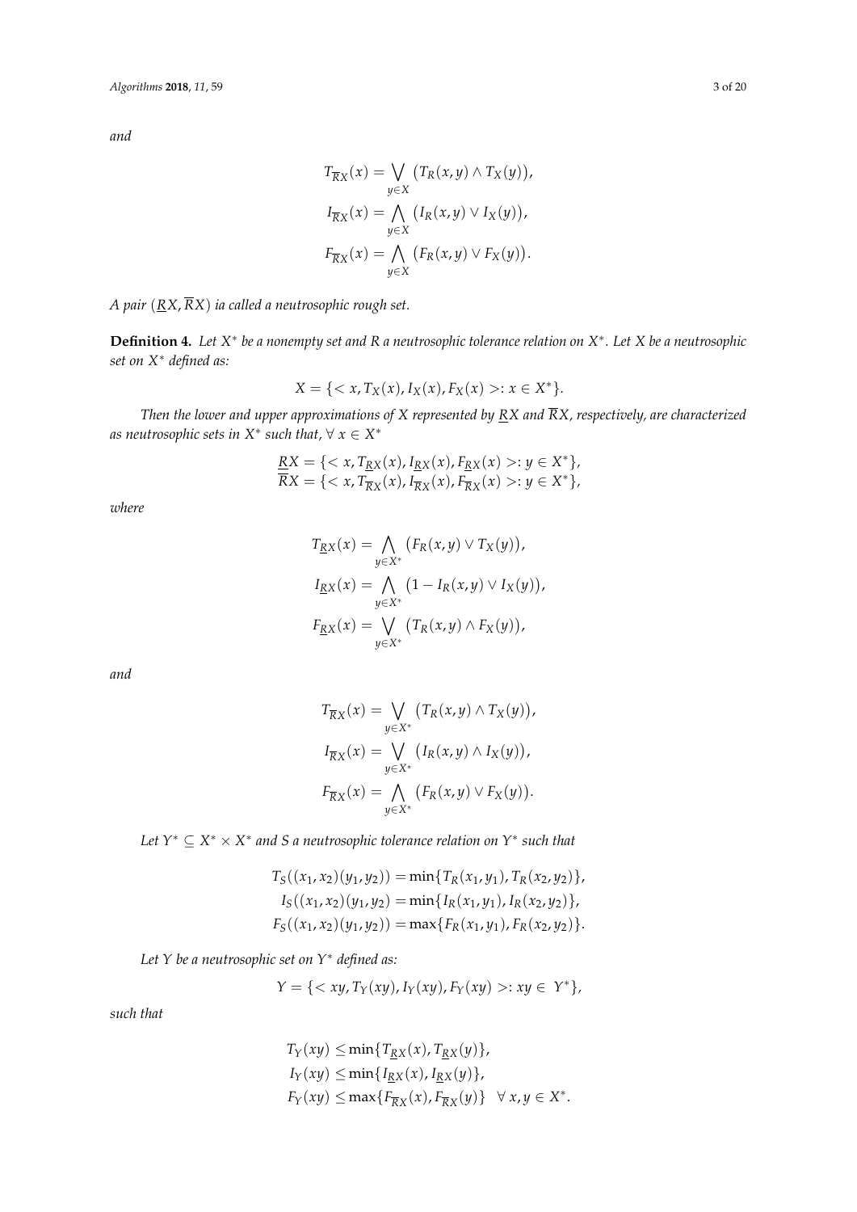*and*

$$T_{\overline{R}X}(x) = \bigvee_{y \in X} \big(T_R(x,y) \wedge T_X(y)\big),$$
$$I_{\overline{R}X}(x) = \bigwedge_{y \in X} \big(I_R(x,y) \vee I_X(y)\big),$$
$$F_{\overline{R}X}(x) = \bigwedge_{y \in X} \big(F_R(x,y) \vee F_X(y)\big).$$

*A pair* $(\underline{R}X, \overline{R}X)$ *ia called a neutrosophic rough set.*

**Definition 4.** *Let* $X^*$ *be a nonempty set and* $R$ *a neutrosophic tolerance relation on* $X^*$*. Let* $X$ *be a neutrosophic set on* $X^*$ *defined as:*

$$X = \{< x, T_X(x), I_X(x), F_X(x) >: x \in X^*\}.$$

*Then the lower and upper approximations of* $X$ *represented by* $\underline{R}X$ *and* $\overline{R}X$*, respectively, are characterized as neutrosophic sets in* $X^*$ *such that,* $\forall\, x \in X^*$

$$\underline{R}X = \{< x, T_{\underline{R}X}(x), I_{\underline{R}X}(x), F_{\underline{R}X}(x) >: y \in X^*\},$$
$$\overline{R}X = \{< x, T_{\overline{R}X}(x), I_{\overline{R}X}(x), F_{\overline{R}X}(x) >: y \in X^*\},$$

*where*

$$T_{\underline{R}X}(x) = \bigwedge_{y \in X^*} \big(F_R(x,y) \vee T_X(y)\big),$$
$$I_{\underline{R}X}(x) = \bigwedge_{y \in X^*} \big(1 - I_R(x,y) \vee I_X(y)\big),$$
$$F_{\underline{R}X}(x) = \bigvee_{y \in X^*} \big(T_R(x,y) \wedge F_X(y)\big),$$

*and*

$$T_{\overline{R}X}(x) = \bigvee_{y \in X^*} \big(T_R(x,y) \wedge T_X(y)\big),$$
$$I_{\overline{R}X}(x) = \bigvee_{y \in X^*} \big(I_R(x,y) \wedge I_X(y)\big),$$
$$F_{\overline{R}X}(x) = \bigwedge_{y \in X^*} \big(F_R(x,y) \vee F_X(y)\big).$$

*Let* $Y^* \subseteq X^* \times X^*$ *and* $S$ *a neutrosophic tolerance relation on* $Y^*$ *such that*

$$T_S((x_1,x_2)(y_1,y_2)) = \min\{T_R(x_1,y_1), T_R(x_2,y_2)\},$$
$$I_S((x_1,x_2)(y_1,y_2) = \min\{I_R(x_1,y_1), I_R(x_2,y_2)\},$$
$$F_S((x_1,x_2)(y_1,y_2)) = \max\{F_R(x_1,y_1), F_R(x_2,y_2)\}.$$

*Let* $Y$ *be a neutrosophic set on* $Y^*$ *defined as:*

$$Y = \{< xy, T_Y(xy), I_Y(xy), F_Y(xy) >: xy \in \; Y^*\},$$

*such that*

$$T_Y(xy) \leq \min\{T_{\underline{R}X}(x), T_{\underline{R}X}(y)\},$$
$$I_Y(xy) \leq \min\{I_{\underline{R}X}(x), I_{\underline{R}X}(y)\},$$
$$F_Y(xy) \leq \max\{F_{\overline{R}X}(x), F_{\overline{R}X}(y)\} \quad \forall\, x, y \in X^*.$$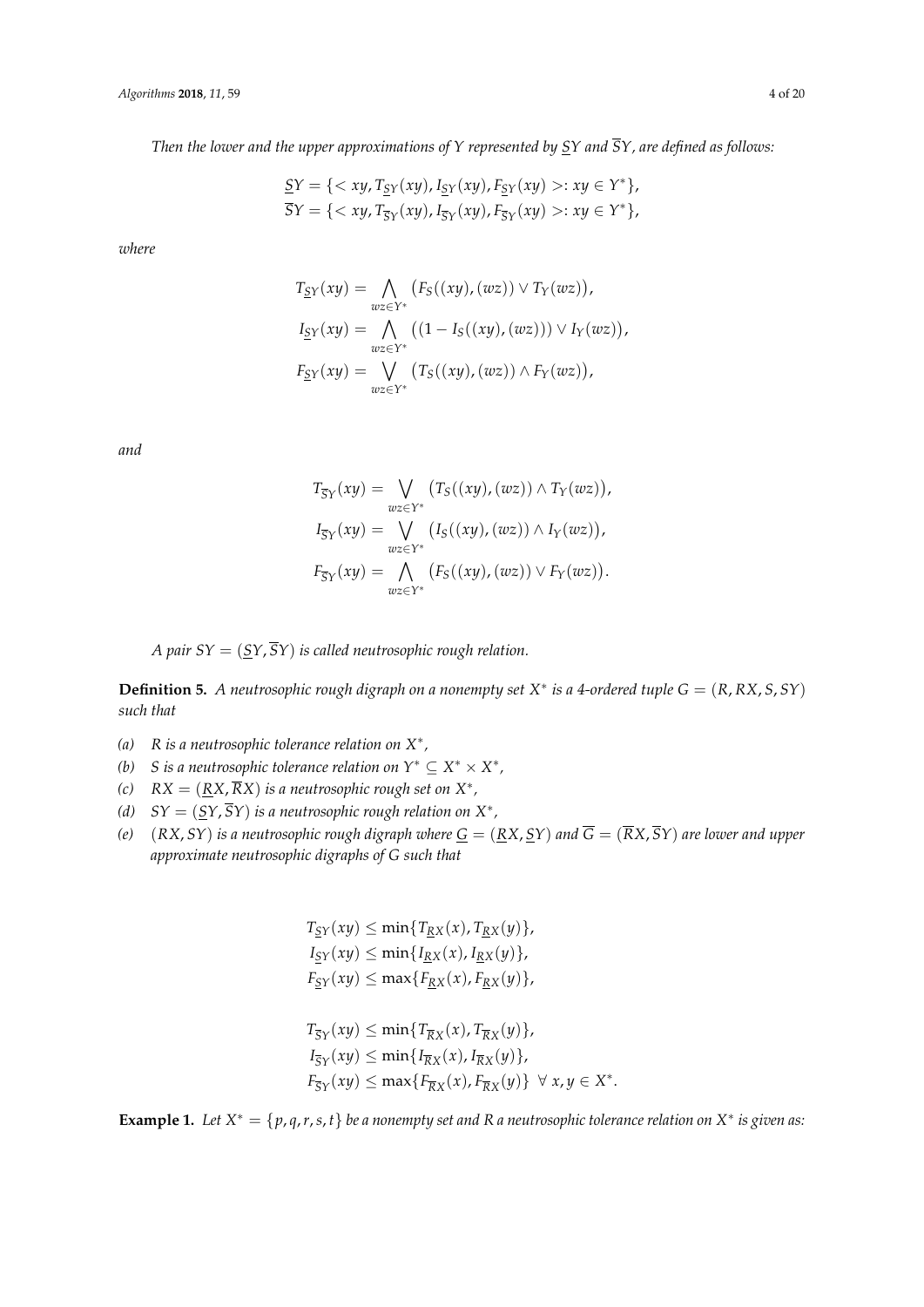*Then the lower and the upper approximations of $Y$ represented by $\underline{S}Y$ and $\overline{S}Y$, are defined as follows:*

$$\underline{S}Y = \{< xy, T_{\underline{S}Y}(xy), I_{\underline{S}Y}(xy), F_{\underline{S}Y}(xy) >: xy \in Y^*\},$$
$$\overline{S}Y = \{< xy, T_{\overline{S}Y}(xy), I_{\overline{S}Y}(xy), F_{\overline{S}Y}(xy) >: xy \in Y^*\},$$

*where*

$$T_{\underline{S}Y}(xy) = \bigwedge_{wz \in Y^*} \big(F_S((xy),(wz)) \vee T_Y(wz)\big),$$
$$I_{\underline{S}Y}(xy) = \bigwedge_{wz \in Y^*} \big((1 - I_S((xy),(wz))) \vee I_Y(wz)\big),$$
$$F_{\underline{S}Y}(xy) = \bigvee_{wz \in Y^*} \big(T_S((xy),(wz)) \wedge F_Y(wz)\big),$$

*and*

$$T_{\overline{S}Y}(xy) = \bigvee_{wz \in Y^*} \big(T_S((xy),(wz)) \wedge T_Y(wz)\big),$$
$$I_{\overline{S}Y}(xy) = \bigvee_{wz \in Y^*} \big(I_S((xy),(wz)) \wedge I_Y(wz)\big),$$
$$F_{\overline{S}Y}(xy) = \bigwedge_{wz \in Y^*} \big(F_S((xy),(wz)) \vee F_Y(wz)\big).$$

*A pair $SY = (\underline{S}Y, \overline{S}Y)$ is called neutrosophic rough relation.*

**Definition 5.** *A neutrosophic rough digraph on a nonempty set $X^*$ is a 4-ordered tuple $G = (R, RX, S, SY)$ such that*

*(a) $R$ is a neutrosophic tolerance relation on $X^*$,*

*(b) $S$ is a neutrosophic tolerance relation on $Y^* \subseteq X^* \times X^*$,*

*(c) $RX = (\underline{R}X, \overline{R}X)$ is a neutrosophic rough set on $X^*$,*

*(d) $SY = (\underline{S}Y, \overline{S}Y)$ is a neutrosophic rough relation on $X^*$,*

*(e) $(RX, SY)$ is a neutrosophic rough digraph where $\underline{G} = (\underline{R}X, \underline{S}Y)$ and $\overline{G} = (\overline{R}X, \overline{S}Y)$ are lower and upper approximate neutrosophic digraphs of $G$ such that*

$$T_{\underline{S}Y}(xy) \leq \min\{T_{\underline{R}X}(x), T_{\underline{R}X}(y)\},$$
$$I_{\underline{S}Y}(xy) \leq \min\{I_{\underline{R}X}(x), I_{\underline{R}X}(y)\},$$
$$F_{\underline{S}Y}(xy) \leq \max\{F_{\underline{R}X}(x), F_{\underline{R}X}(y)\},$$

$$T_{\overline{S}Y}(xy) \leq \min\{T_{\overline{R}X}(x), T_{\overline{R}X}(y)\},$$
$$I_{\overline{S}Y}(xy) \leq \min\{I_{\overline{R}X}(x), I_{\overline{R}X}(y)\},$$
$$F_{\overline{S}Y}(xy) \leq \max\{F_{\overline{R}X}(x), F_{\overline{R}X}(y)\} \;\; \forall\, x, y \in X^*.$$

**Example 1.** *Let $X^* = \{p, q, r, s, t\}$ be a nonempty set and $R$ a neutrosophic tolerance relation on $X^*$ is given as:*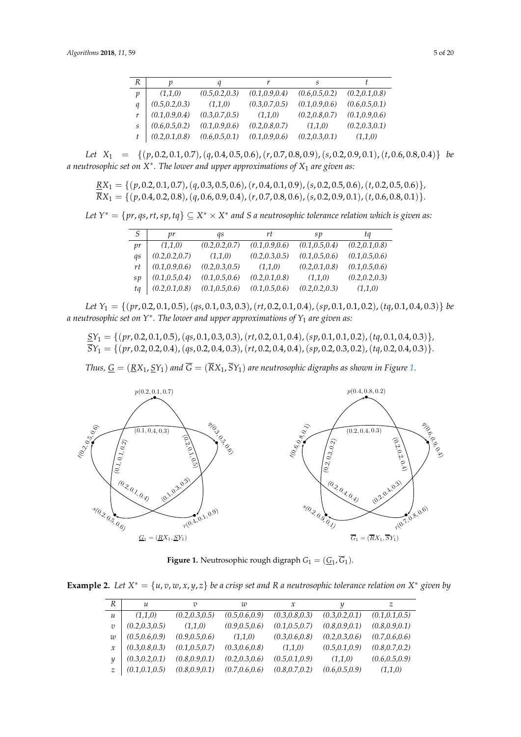| $R$ | $p$ | $q$ | $r$ | $s$ | $t$ |
|---|---|---|---|---|---|
| $p$ | (1,1,0) | (0.5,0.2,0.3) | (0.1,0.9,0.4) | (0.6,0.5,0.2) | (0.2,0.1,0.8) |
| $q$ | (0.5,0.2,0.3) | (1,1,0) | (0.3,0.7,0.5) | (0.1,0.9,0.6) | (0.6,0.5,0.1) |
| $r$ | (0.1,0.9,0.4) | (0.3,0.7,0.5) | (1,1,0) | (0.2,0.8,0.7) | (0.1,0.9,0.6) |
| $s$ | (0.6,0.5,0.2) | (0.1,0.9,0.6) | (0.2,0.8,0.7) | (1,1,0) | (0.2,0.3,0.1) |
| $t$ | (0.2,0.1,0.8) | (0.6,0.5,0.1) | (0.1,0.9,0.6) | (0.2,0.3,0.1) | (1,1,0) |

*Let* $X_1 = \{(p, 0.2, 0.1, 0.7), (q, 0.4, 0.5, 0.6), (r, 0.7, 0.8, 0.9), (s, 0.2, 0.9, 0.1), (t, 0.6, 0.8, 0.4)\}$ *be a neutrosophic set on* $X^*$. *The lower and upper approximations of* $X_1$ *are given as:*

$$\underline{R}X_1 = \{(p, 0.2, 0.1, 0.7), (q, 0.3, 0.5, 0.6), (r, 0.4, 0.1, 0.9), (s, 0.2, 0.5, 0.6), (t, 0.2, 0.5, 0.6)\},$$
$$\overline{R}X_1 = \{(p, 0.4, 0.2, 0.8), (q, 0.6, 0.9, 0.4), (r, 0.7, 0.8, 0.6), (s, 0.2, 0.9, 0.1), (t, 0.6, 0.8, 0.1)\}.$$

*Let* $Y^* = \{pr, qs, rt, sp, tq\} \subseteq X^* \times X^*$ *and* $S$ *a neutrosophic tolerance relation which is given as:*

| $S$ | $pr$ | $qs$ | $rt$ | $sp$ | $tq$ |
|---|---|---|---|---|---|
| $pr$ | (1,1,0) | (0.2,0.2,0.7) | (0.1,0.9,0.6) | (0.1,0.5,0.4) | (0.2,0.1,0.8) |
| $qs$ | (0.2,0.2,0.7) | (1,1,0) | (0.2,0.3,0.5) | (0.1,0.5,0.6) | (0.1,0.5,0.6) |
| $rt$ | (0.1,0.9,0.6) | (0.2,0.3,0.5) | (1,1,0) | (0.2,0.1,0.8) | (0.1,0.5,0.6) |
| $sp$ | (0.1,0.5,0.4) | (0.1,0.5,0.6) | (0.2,0.1,0.8) | (1,1,0) | (0.2,0.2,0.3) |
| $tq$ | (0.2,0.1,0.8) | (0.1,0.5,0.6) | (0.1,0.5,0.6) | (0.2,0.2,0.3) | (1,1,0) |

*Let* $Y_1 = \{(pr, 0.2, 0.1, 0.5), (qs, 0.1, 0.3, 0.3), (rt, 0.2, 0.1, 0.4), (sp, 0.1, 0.1, 0.2), (tq, 0.1, 0.4, 0.3)\}$ *be a neutrosophic set on* $Y^*$. *The lower and upper approximations of* $Y_1$ *are given as:*

$$\underline{S}Y_1 = \{(pr, 0.2, 0.1, 0.5), (qs, 0.1, 0.3, 0.3), (rt, 0.2, 0.1, 0.4), (sp, 0.1, 0.1, 0.2), (tq, 0.1, 0.4, 0.3)\},$$
$$\overline{S}Y_1 = \{(pr, 0.2, 0.2, 0.4), (qs, 0.2, 0.4, 0.3), (rt, 0.2, 0.4, 0.4), (sp, 0.2, 0.3, 0.2), (tq, 0.2, 0.4, 0.3)\}.$$

*Thus,* $\underline{G} = (\underline{R}X_1, \underline{S}Y_1)$ *and* $\overline{G} = (\overline{R}X_1, \overline{S}Y_1)$ *are neutrosophic digraphs as shown in Figure 1.*

**Figure 1.** Neutrosophic rough digraph $G_1 = (\underline{G}_1, \overline{G}_1)$.

**Example 2.** *Let* $X^* = \{u, v, w, x, y, z\}$ *be a crisp set and* $R$ *a neutrosophic tolerance relation on* $X^*$ *given by*

| $R$ | $u$ | $v$ | $w$ | $x$ | $y$ | $z$ |
|---|---|---|---|---|---|---|
| $u$ | (1,1,0) | (0.2,0.3,0.5) | (0.5,0.6,0.9) | (0.3,0.8,0.3) | (0.3,0.2,0.1) | (0.1,0.1,0.5) |
| $v$ | (0.2,0.3,0.5) | (1,1,0) | (0.9,0.5,0.6) | (0.1,0.5,0.7) | (0.8,0.9,0.1) | (0.8,0.9,0.1) |
| $w$ | (0.5,0.6,0.9) | (0.9,0.5,0.6) | (1,1,0) | (0.3,0.6,0.8) | (0.2,0.3,0.6) | (0.7,0.6,0.6) |
| $x$ | (0.3,0.8,0.3) | (0.1,0.5,0.7) | (0.3,0.6,0.8) | (1,1,0) | (0.5,0.1,0.9) | (0.8,0.7,0.2) |
| $y$ | (0.3,0.2,0.1) | (0.8,0.9,0.1) | (0.2,0.3,0.6) | (0.5,0.1,0.9) | (1,1,0) | (0.6,0.5,0.9) |
| $z$ | (0.1,0.1,0.5) | (0.8,0.9,0.1) | (0.7,0.6,0.6) | (0.8,0.7,0.2) | (0.6,0.5,0.9) | (1,1,0) |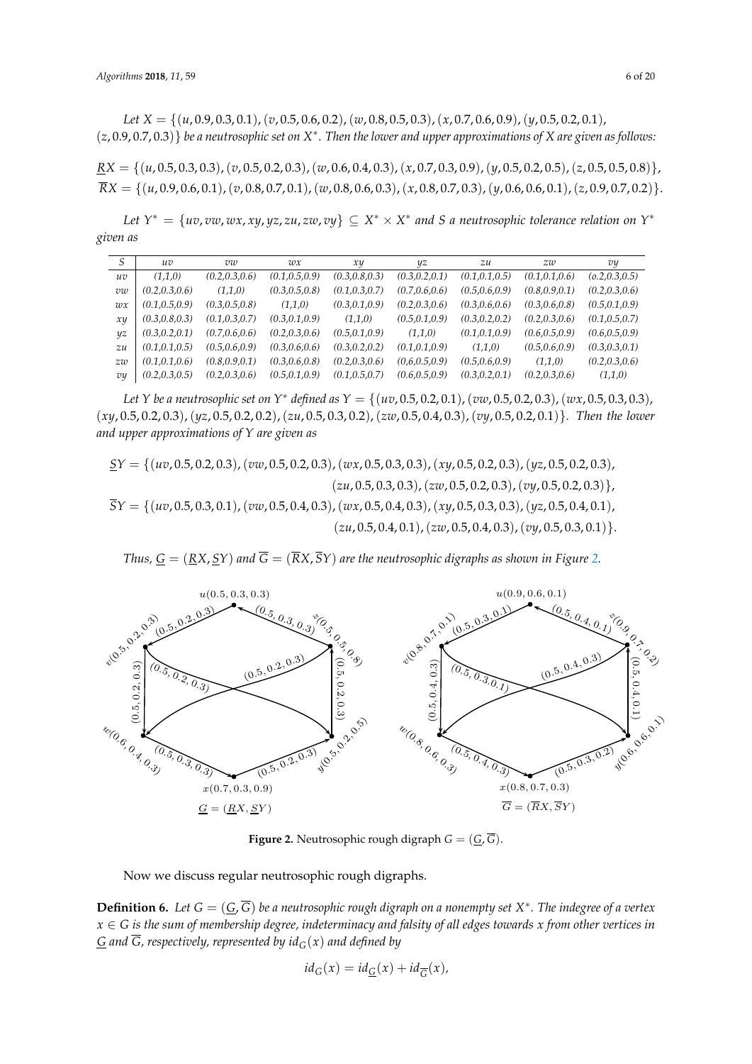Let $X = \{(u, 0.9, 0.3, 0.1), (v, 0.5, 0.6, 0.2), (w, 0.8, 0.5, 0.3), (x, 0.7, 0.6, 0.9), (y, 0.5, 0.2, 0.1), (z, 0.9, 0.7, 0.3)\}$ be a neutrosophic set on $X^*$. Then the lower and upper approximations of $X$ are given as follows:

$$\underline{R}X = \{(u, 0.5, 0.3, 0.3), (v, 0.5, 0.2, 0.3), (w, 0.6, 0.4, 0.3), (x, 0.7, 0.3, 0.9), (y, 0.5, 0.2, 0.5), (z, 0.5, 0.5, 0.8)\},$$
$$\overline{R}X = \{(u, 0.9, 0.6, 0.1), (v, 0.8, 0.7, 0.1), (w, 0.8, 0.6, 0.3), (x, 0.8, 0.7, 0.3), (y, 0.6, 0.6, 0.1), (z, 0.9, 0.7, 0.2)\}.$$

Let $Y^* = \{uv, vw, wx, xy, yz, zu, zw, vy\} \subseteq X^* \times X^*$ and $S$ a neutrosophic tolerance relation on $Y^*$ given as

| $S$ | $uv$ | $vw$ | $wx$ | $xy$ | $yz$ | $zu$ | $zw$ | $vy$ |
|---|---|---|---|---|---|---|---|---|
| $uv$ | (1,1,0) | (0.2,0.3,0.6) | (0.1,0.5,0.9) | (0.3,0.8,0.3) | (0.3,0.2,0.1) | (0.1,0.1,0.5) | (0.1,0.1,0.6) | (o.2,0.3,0.5) |
| $vw$ | (0.2,0.3,0.6) | (1,1,0) | (0.3,0.5,0.8) | (0.1,0.3,0.7) | (0.7,0.6,0.6) | (0.5,0.6,0.9) | (0.8,0.9,0.1) | (0.2,0.3,0.6) |
| $wx$ | (0.1,0.5,0.9) | (0.3,0.5,0.8) | (1,1,0) | (0.3,0.1,0.9) | (0.2,0.3,0.6) | (0.3,0.6,0.6) | (0.3,0.6,0.8) | (0.5,0.1,0.9) |
| $xy$ | (0.3,0.8,0.3) | (0.1,0.3,0.7) | (0.3,0.1,0.9) | (1,1,0) | (0.5,0.1,0.9) | (0.3,0.2,0.2) | (0.2,0.3,0.6) | (0.1,0.5,0.7) |
| $yz$ | (0.3,0.2,0.1) | (0.7,0.6,0.6) | (0.2,0.3,0.6) | (0.5,0.1,0.9) | (1,1,0) | (0.1,0.1,0.9) | (0.6,0.5,0.9) | (0.6,0.5,0.9) |
| $zu$ | (0.1,0.1,0.5) | (0.5,0.6,0.9) | (0.3,0.6,0.6) | (0.3,0.2,0.2) | (0.1,0.1,0.9) | (1,1,0) | (0.5,0.6,0.9) | (0.3,0.3,0.1) |
| $zw$ | (0.1,0.1,0.6) | (0.8,0.9,0.1) | (0.3,0.6,0.8) | (0.2,0.3,0.6) | (0,6,0.5,0.9) | (0.5,0.6,0.9) | (1,1,0) | (0.2,0.3,0.6) |
| $vy$ | (0.2,0.3,0.5) | (0.2,0.3,0.6) | (0.5,0.1,0.9) | (0.1,0.5,0.7) | (0.6,0.5,0.9) | (0.3,0.2,0.1) | (0.2,0.3,0.6) | (1,1,0) |

Let $Y$ be a neutrosophic set on $Y^*$ defined as $Y = \{(uv, 0.5, 0.2, 0.1), (vw, 0.5, 0.2, 0.3), (wx, 0.5, 0.3, 0.3), (xy, 0.5, 0.2, 0.3), (yz, 0.5, 0.2, 0.2), (zu, 0.5, 0.3, 0.2), (zw, 0.5, 0.4, 0.3), (vy, 0.5, 0.2, 0.1)\}$. Then the lower and upper approximations of $Y$ are given as

$$\underline{S}Y = \{(uv, 0.5, 0.2, 0.3), (vw, 0.5, 0.2, 0.3), (wx, 0.5, 0.3, 0.3), (xy, 0.5, 0.2, 0.3), (yz, 0.5, 0.2, 0.3), (zu, 0.5, 0.3, 0.3), (zw, 0.5, 0.2, 0.3), (vy, 0.5, 0.2, 0.3)\},$$
$$\overline{S}Y = \{(uv, 0.5, 0.3, 0.1), (vw, 0.5, 0.4, 0.3), (wx, 0.5, 0.4, 0.3), (xy, 0.5, 0.3, 0.3), (yz, 0.5, 0.4, 0.1), (zu, 0.5, 0.4, 0.1), (zw, 0.5, 0.4, 0.3), (vy, 0.5, 0.3, 0.1)\}.$$

Thus, $\underline{G} = (\underline{R}X, \underline{S}Y)$ and $\overline{G} = (\overline{R}X, \overline{S}Y)$ are the neutrosophic digraphs as shown in Figure 2.

**Figure 2.** Neutrosophic rough digraph $G = (\underline{G}, \overline{G})$.

Now we discuss regular neutrosophic rough digraphs.

**Definition 6.** *Let $G = (\underline{G}, \overline{G})$ be a neutrosophic rough digraph on a nonempty set $X^*$. The indegree of a vertex $x \in G$ is the sum of membership degree, indeterminacy and falsity of all edges towards $x$ from other vertices in $\underline{G}$ and $\overline{G}$, respectively, represented by $id_G(x)$ and defined by*

$$id_G(x) = id_{\underline{G}}(x) + id_{\overline{G}}(x),$$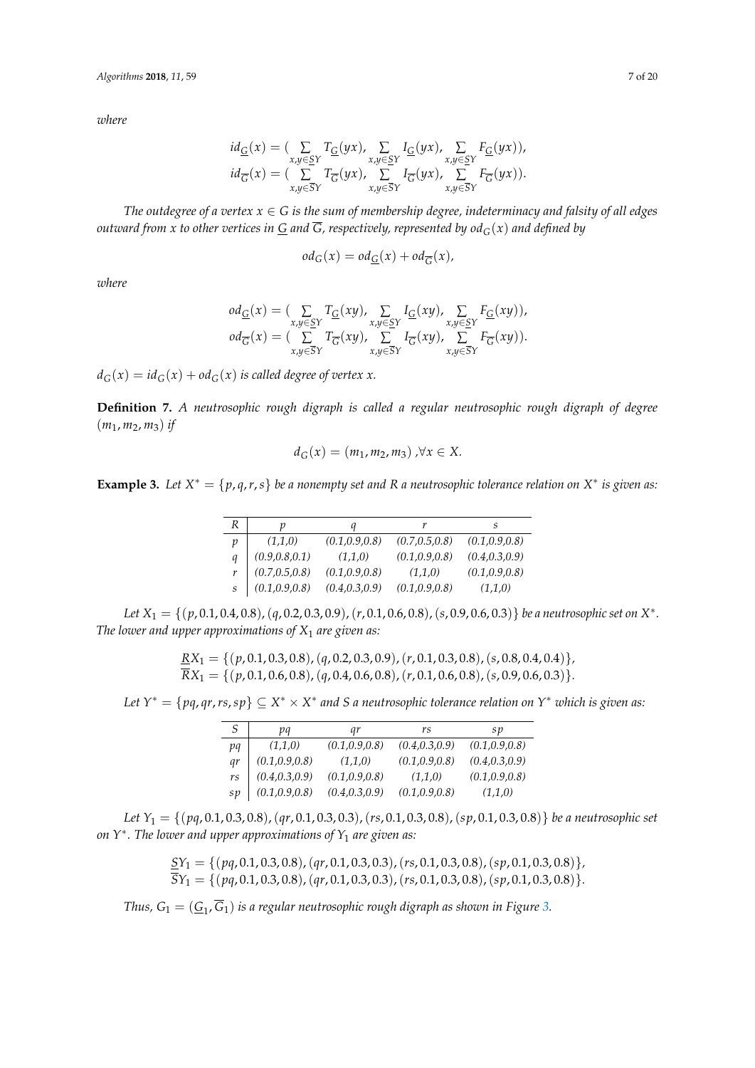*where*

$$
\begin{aligned}
id_{\underline{G}}(x) &= (\sum_{x,y \in \underline{S}Y} T_{\underline{G}}(yx), \sum_{x,y \in \underline{S}Y} I_{\underline{G}}(yx), \sum_{x,y \in \underline{S}Y} F_{\underline{G}}(yx)), \\
id_{\overline{G}}(x) &= (\sum_{x,y \in \overline{S}Y} T_{\overline{G}}(yx), \sum_{x,y \in \overline{S}Y} I_{\overline{G}}(yx), \sum_{x,y \in \overline{S}Y} F_{\overline{G}}(yx)).
\end{aligned}
$$

*The outdegree of a vertex $x \in G$ is the sum of membership degree, indeterminacy and falsity of all edges outward from $x$ to other vertices in $\underline{G}$ and $\overline{G}$, respectively, represented by $od_G(x)$ and defined by*

$$
od_G(x) = od_{\underline{G}}(x) + od_{\overline{G}}(x),
$$

*where*

$$
\begin{aligned}
od_{\underline{G}}(x) &= (\sum_{x,y \in \underline{S}Y} T_{\underline{G}}(xy), \sum_{x,y \in \underline{S}Y} I_{\underline{G}}(xy), \sum_{x,y \in \underline{S}Y} F_{\underline{G}}(xy)), \\
od_{\overline{G}}(x) &= (\sum_{x,y \in \overline{S}Y} T_{\overline{G}}(xy), \sum_{x,y \in \overline{S}Y} I_{\overline{G}}(xy), \sum_{x,y \in \overline{S}Y} F_{\overline{G}}(xy)).
\end{aligned}
$$

*$d_G(x) = id_G(x) + od_G(x)$ is called degree of vertex $x$.*

**Definition 7.** *A neutrosophic rough digraph is called a regular neutrosophic rough digraph of degree $(m_1, m_2, m_3)$ if*

$$
d_G(x) = (m_1, m_2, m_3) \ , \forall x \in X.
$$

**Example 3.** *Let $X^* = \{p, q, r, s\}$ be a nonempty set and $R$ a neutrosophic tolerance relation on $X^*$ is given as:*

| $R$ | $p$ | $q$ | $r$ | $s$ |
|---|---|---|---|---|
| $p$ | (1,1,0) | (0.1,0.9,0.8) | (0.7,0.5,0.8) | (0.1,0.9,0.8) |
| $q$ | (0.9,0.8,0.1) | (1,1,0) | (0.1,0.9,0.8) | (0.4,0.3,0.9) |
| $r$ | (0.7,0.5,0.8) | (0.1,0.9,0.8) | (1,1,0) | (0.1,0.9,0.8) |
| $s$ | (0.1,0.9,0.8) | (0.4,0.3,0.9) | (0.1,0.9,0.8) | (1,1,0) |

*Let $X_1 = \{(p, 0.1, 0.4, 0.8), (q, 0.2, 0.3, 0.9), (r, 0.1, 0.6, 0.8), (s, 0.9, 0.6, 0.3)\}$ be a neutrosophic set on $X^*$. The lower and upper approximations of $X_1$ are given as:*

$$
\begin{aligned}
\underline{R}X_1 &= \{(p, 0.1, 0.3, 0.8), (q, 0.2, 0.3, 0.9), (r, 0.1, 0.3, 0.8), (s, 0.8, 0.4, 0.4)\}, \\
\overline{R}X_1 &= \{(p, 0.1, 0.6, 0.8), (q, 0.4, 0.6, 0.8), (r, 0.1, 0.6, 0.8), (s, 0.9, 0.6, 0.3)\}.
\end{aligned}
$$

*Let $Y^* = \{pq, qr, rs, sp\} \subseteq X^* \times X^*$ and $S$ a neutrosophic tolerance relation on $Y^*$ which is given as:*

| $S$ | $pq$ | $qr$ | $rs$ | $sp$ |
|---|---|---|---|---|
| $pq$ | (1,1,0) | (0.1,0.9,0.8) | (0.4,0.3,0.9) | (0.1,0.9,0.8) |
| $qr$ | (0.1,0.9,0.8) | (1,1,0) | (0.1,0.9,0.8) | (0.4,0.3,0.9) |
| $rs$ | (0.4,0.3,0.9) | (0.1,0.9,0.8) | (1,1,0) | (0.1,0.9,0.8) |
| $sp$ | (0.1,0.9,0.8) | (0.4,0.3,0.9) | (0.1,0.9,0.8) | (1,1,0) |

*Let $Y_1 = \{(pq, 0.1, 0.3, 0.8), (qr, 0.1, 0.3, 0.3), (rs, 0.1, 0.3, 0.8), (sp, 0.1, 0.3, 0.8)\}$ be a neutrosophic set on $Y^*$. The lower and upper approximations of $Y_1$ are given as:*

$$
\begin{aligned}
\underline{S}Y_1 &= \{(pq, 0.1, 0.3, 0.8), (qr, 0.1, 0.3, 0.3), (rs, 0.1, 0.3, 0.8), (sp, 0.1, 0.3, 0.8)\}, \\
\overline{S}Y_1 &= \{(pq, 0.1, 0.3, 0.8), (qr, 0.1, 0.3, 0.3), (rs, 0.1, 0.3, 0.8), (sp, 0.1, 0.3, 0.8)\}.
\end{aligned}
$$

*Thus, $G_1 = (\underline{G}_1, \overline{G}_1)$ is a regular neutrosophic rough digraph as shown in Figure 3.*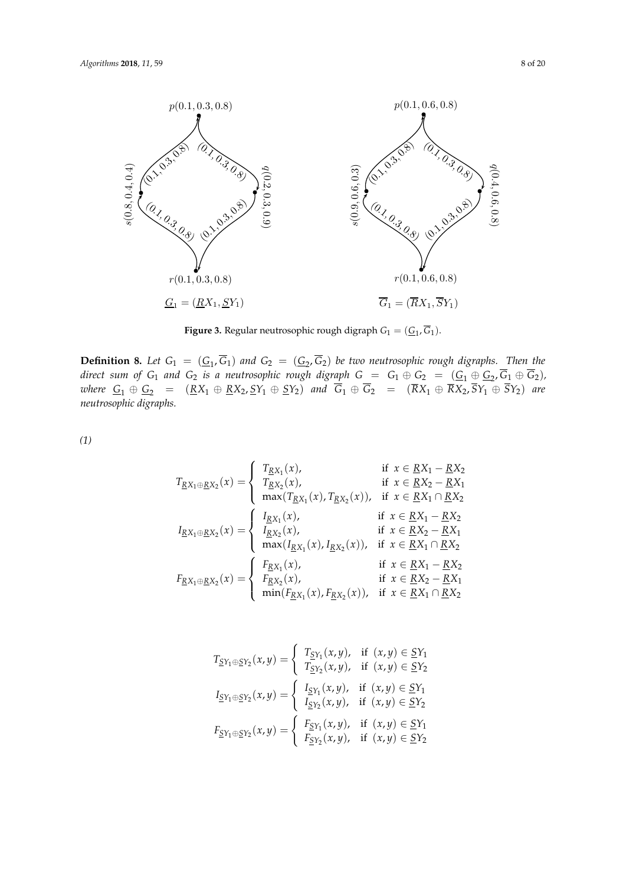**Figure 3.** Regular neutrosophic rough digraph $G_1 = (\underline{G}_1, \overline{G}_1)$.

**Definition 8.** *Let $G_1 = (\underline{G}_1, \overline{G}_1)$ and $G_2 = (\underline{G}_2, \overline{G}_2)$ be two neutrosophic rough digraphs. Then the direct sum of $G_1$ and $G_2$ is a neutrosophic rough digraph $G = G_1 \oplus G_2 = (\underline{G}_1 \oplus \underline{G}_2, \overline{G}_1 \oplus \overline{G}_2)$, where $\underline{G}_1 \oplus \underline{G}_2 = (\underline{R}X_1 \oplus \underline{R}X_2, \underline{S}Y_1 \oplus \underline{S}Y_2)$ and $\overline{G}_1 \oplus \overline{G}_2 = (\overline{R}X_1 \oplus \overline{R}X_2, \overline{S}Y_1 \oplus \overline{S}Y_2)$ are neutrosophic digraphs.*

*(1)*

$$T_{\underline{R}X_1 \oplus \underline{R}X_2}(x) = \begin{cases} T_{\underline{R}X_1}(x), & \text{if } x \in \underline{R}X_1 - \underline{R}X_2 \\ T_{\underline{R}X_2}(x), & \text{if } x \in \underline{R}X_2 - \underline{R}X_1 \\ \max(T_{\underline{R}X_1}(x), T_{\underline{R}X_2}(x)), & \text{if } x \in \underline{R}X_1 \cap \underline{R}X_2 \end{cases}$$

$$I_{\underline{R}X_1 \oplus \underline{R}X_2}(x) = \begin{cases} I_{\underline{R}X_1}(x), & \text{if } x \in \underline{R}X_1 - \underline{R}X_2 \\ I_{\underline{R}X_2}(x), & \text{if } x \in \underline{R}X_2 - \underline{R}X_1 \\ \max(I_{\underline{R}X_1}(x), I_{\underline{R}X_2}(x)), & \text{if } x \in \underline{R}X_1 \cap \underline{R}X_2 \end{cases}$$

$$F_{\underline{R}X_1 \oplus \underline{R}X_2}(x) = \begin{cases} F_{\underline{R}X_1}(x), & \text{if } x \in \underline{R}X_1 - \underline{R}X_2 \\ F_{\underline{R}X_2}(x), & \text{if } x \in \underline{R}X_2 - \underline{R}X_1 \\ \min(F_{\underline{R}X_1}(x), F_{\underline{R}X_2}(x)), & \text{if } x \in \underline{R}X_1 \cap \underline{R}X_2 \end{cases}$$

$$T_{\underline{S}Y_1 \oplus \underline{S}Y_2}(x,y) = \begin{cases} T_{\underline{S}Y_1}(x,y), & \text{if } (x,y) \in \underline{S}Y_1 \\ T_{\underline{S}Y_2}(x,y), & \text{if } (x,y) \in \underline{S}Y_2 \end{cases}$$

$$I_{\underline{S}Y_1 \oplus \underline{S}Y_2}(x,y) = \begin{cases} I_{\underline{S}Y_1}(x,y), & \text{if } (x,y) \in \underline{S}Y_1 \\ I_{\underline{S}Y_2}(x,y), & \text{if } (x,y) \in \underline{S}Y_2 \end{cases}$$

$$F_{\underline{S}Y_1 \oplus \underline{S}Y_2}(x,y) = \begin{cases} F_{\underline{S}Y_1}(x,y), & \text{if } (x,y) \in \underline{S}Y_1 \\ F_{\underline{S}Y_2}(x,y), & \text{if } (x,y) \in \underline{S}Y_2 \end{cases}$$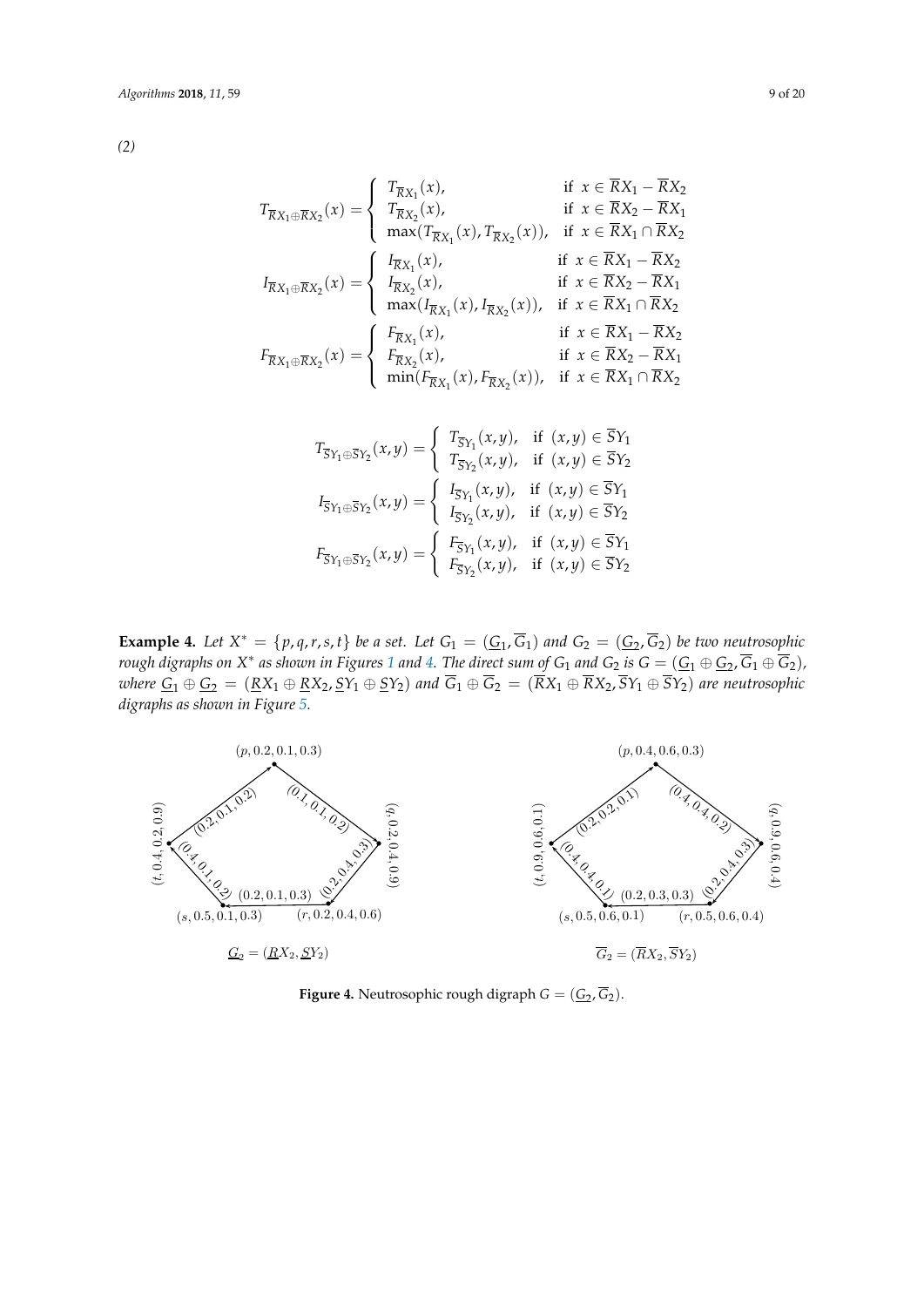*(2)*

$$
T_{\overline{R}X_1 \oplus \overline{R}X_2}(x) = \begin{cases} T_{\overline{R}X_1}(x), & \text{if } x \in \overline{R}X_1 - \overline{R}X_2 \\ T_{\overline{R}X_2}(x), & \text{if } x \in \overline{R}X_2 - \overline{R}X_1 \\ \max(T_{\overline{R}X_1}(x), T_{\overline{R}X_2}(x)), & \text{if } x \in \overline{R}X_1 \cap \overline{R}X_2 \end{cases}
$$

$$
I_{\overline{R}X_1 \oplus \overline{R}X_2}(x) = \begin{cases} I_{\overline{R}X_1}(x), & \text{if } x \in \overline{R}X_1 - \overline{R}X_2 \\ I_{\overline{R}X_2}(x), & \text{if } x \in \overline{R}X_2 - \overline{R}X_1 \\ \max(I_{\overline{R}X_1}(x), I_{\overline{R}X_2}(x)), & \text{if } x \in \overline{R}X_1 \cap \overline{R}X_2 \end{cases}
$$

$$
F_{\overline{R}X_1 \oplus \overline{R}X_2}(x) = \begin{cases} F_{\overline{R}X_1}(x), & \text{if } x \in \overline{R}X_1 - \overline{R}X_2 \\ F_{\overline{R}X_2}(x), & \text{if } x \in \overline{R}X_2 - \overline{R}X_1 \\ \min(F_{\overline{R}X_1}(x), F_{\overline{R}X_2}(x)), & \text{if } x \in \overline{R}X_1 \cap \overline{R}X_2 \end{cases}
$$

$$
T_{\overline{S}Y_1 \oplus \overline{S}Y_2}(x,y) = \begin{cases} T_{\overline{S}Y_1}(x,y), & \text{if } (x,y) \in \overline{S}Y_1 \\ T_{\overline{S}Y_2}(x,y), & \text{if } (x,y) \in \overline{S}Y_2 \end{cases}
$$

$$
I_{\overline{S}Y_1 \oplus \overline{S}Y_2}(x,y) = \begin{cases} I_{\overline{S}Y_1}(x,y), & \text{if } (x,y) \in \overline{S}Y_1 \\ I_{\overline{S}Y_2}(x,y), & \text{if } (x,y) \in \overline{S}Y_2 \end{cases}
$$

$$
F_{\overline{S}Y_1 \oplus \overline{S}Y_2}(x,y) = \begin{cases} F_{\overline{S}Y_1}(x,y), & \text{if } (x,y) \in \overline{S}Y_1 \\ F_{\overline{S}Y_2}(x,y), & \text{if } (x,y) \in \overline{S}Y_2 \end{cases}
$$

**Example 4.** *Let $X^* = \{p, q, r, s, t\}$ be a set. Let $G_1 = (\underline{G}_1, \overline{G}_1)$ and $G_2 = (\underline{G}_2, \overline{G}_2)$ be two neutrosophic rough digraphs on $X^*$ as shown in Figures 1 and 4. The direct sum of $G_1$ and $G_2$ is $G = (\underline{G_1} \oplus \underline{G_2}, \overline{G}_1 \oplus \overline{G}_2)$, where $\underline{G_1} \oplus \underline{G_2} = (\underline{R}X_1 \oplus \underline{R}X_2, \underline{S}Y_1 \oplus \underline{S}Y_2)$ and $\overline{G}_1 \oplus \overline{G}_2 = (\overline{R}X_1 \oplus \overline{R}X_2, \overline{S}Y_1 \oplus \overline{S}Y_2)$ are neutrosophic digraphs as shown in Figure 5.*

$(p, 0.2, 0.1, 0.3)$, $(q, 0.2, 0.4, 0.9)$, $(r, 0.2, 0.4, 0.6)$, $(s, 0.5, 0.1, 0.3)$, $(t, 0.4, 0.2, 0.9)$; edges $(0.2, 0.1, 0.2)$, $(0.1, 0.1, 0.2)$, $(0.2, 0.4, 0.3)$, $(0.2, 0.1, 0.3)$, $(0.4, 0.1, 0.2)$

$\underline{G}_2 = (\underline{R}X_2, \underline{S}Y_2)$

$(p, 0.4, 0.6, 0.3)$, $(q, 0.9, 0.6, 0.4)$, $(r, 0.5, 0.6, 0.4)$, $(s, 0.5, 0.6, 0.1)$, $(t, 0.9, 0.6, 0.1)$; edges $(0.2, 0.2, 0.1)$, $(0.4, 0.4, 0.2)$, $(0.2, 0.4, 0.3)$, $(0.2, 0.3, 0.3)$, $(0.4, 0.4, 0.1)$

$\overline{G}_2 = (\overline{R}X_2, \overline{S}Y_2)$

**Figure 4.** Neutrosophic rough digraph $G = (\underline{G_2}, \overline{G}_2)$.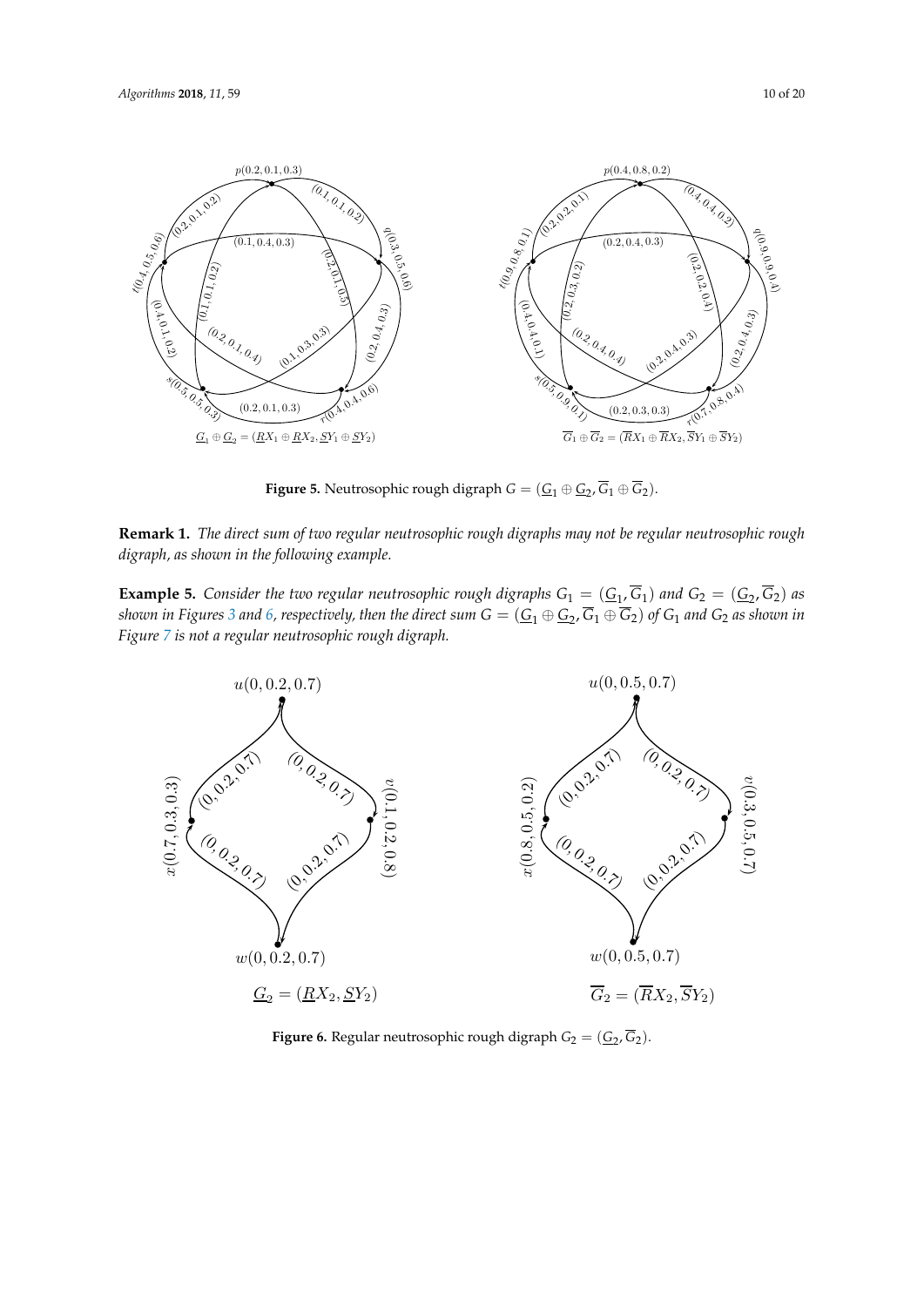**Figure 5.** Neutrosophic rough digraph $G = (\underline{G}_1 \oplus \underline{G}_2, \overline{G}_1 \oplus \overline{G}_2)$.

**Remark 1.** *The direct sum of two regular neutrosophic rough digraphs may not be regular neutrosophic rough digraph, as shown in the following example.*

**Example 5.** *Consider the two regular neutrosophic rough digraphs $G_1 = (\underline{G}_1, \overline{G}_1)$ and $G_2 = (\underline{G}_2, \overline{G}_2)$ as shown in Figures 3 and 6, respectively, then the direct sum $G = (\underline{G}_1 \oplus \underline{G}_2, \overline{G}_1 \oplus \overline{G}_2)$ of $G_1$ and $G_2$ as shown in Figure 7 is not a regular neutrosophic rough digraph.*

**Figure 6.** Regular neutrosophic rough digraph $G_2 = (\underline{G}_2, \overline{G}_2)$.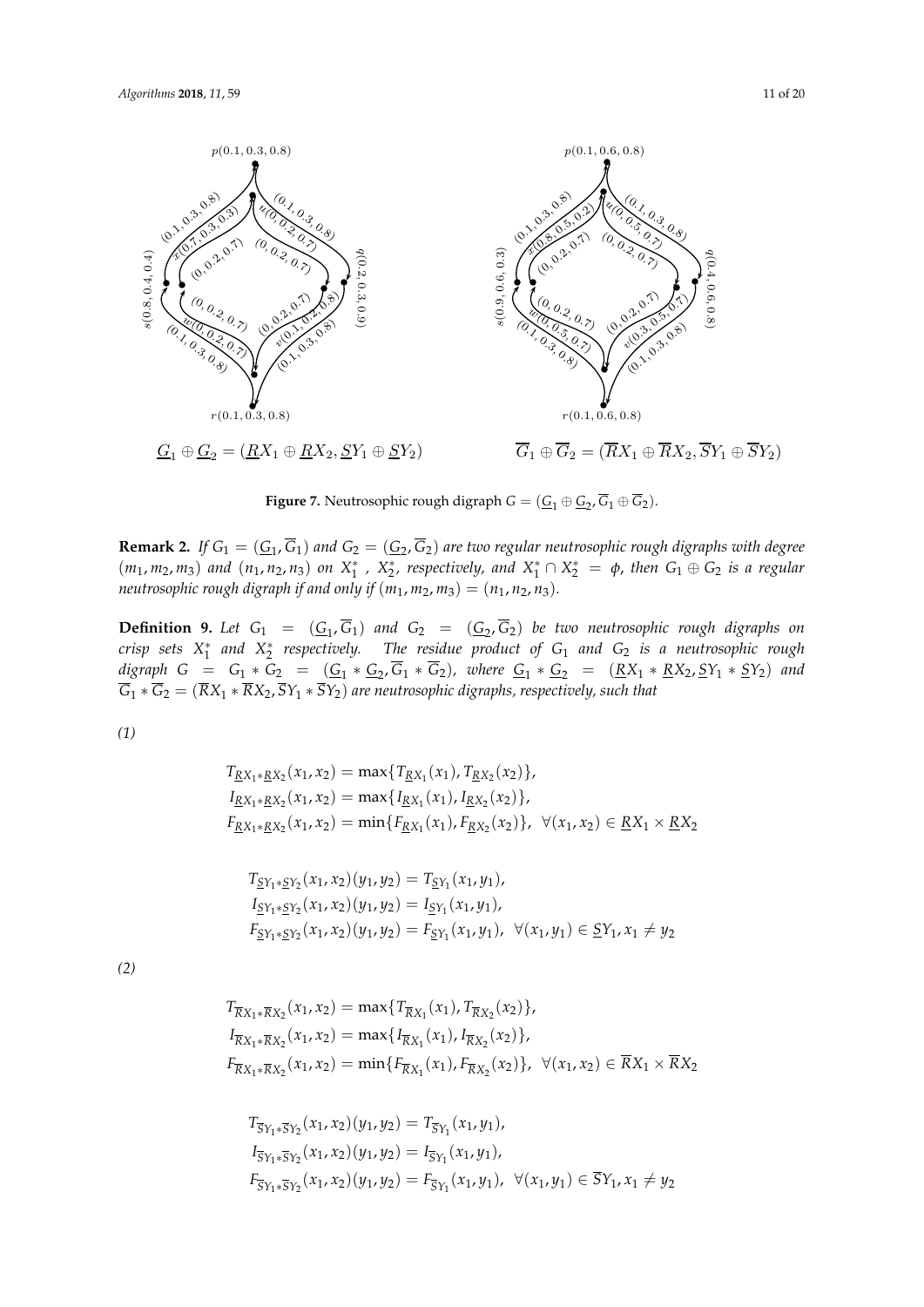$p(0.1, 0.3, 0.8)$ $(0.1, 0.3, 0.8)$ $x(0.7, 0.3, 0.3)$ $u(0, 0.2, 0.7)$ $(0.1, 0.3, 0.8)$ $(0, 0.2, 0.7)$ $(0, 0.2, 0.7)$ $s(0.8, 0.4, 0.4)$ $q(0.2, 0.3, 0.9)$ $(0, 0.2, 0.7)$ $w(0, 0.2, 0.7)$ $(0.1, 0.3, 0.8)$ $(0, 0.2, 0.7)$ $v(0.1, 0.2, 0.8)$ $(0.1, 0.3, 0.8)$ $r(0.1, 0.3, 0.8)$

$\underline{G}_1 \oplus \underline{G}_2 = (\underline{R}X_1 \oplus \underline{R}X_2, \underline{S}Y_1 \oplus \underline{S}Y_2)$

$p(0.1, 0.6, 0.8)$ $(0.1, 0.3, 0.8)$ $x(0.8, 0.5, 0.2)$ $u(0, 0.5, 0.7)$ $(0.1, 0.3, 0.8)$ $(0, 0.2, 0.7)$ $(0, 0.2, 0.7)$ $s(0.9, 0.6, 0.3)$ $q(0.4, 0.6, 0.8)$ $(0, 0.2, 0.7)$ $w(0, 0.5, 0.7)$ $(0.1, 0.3, 0.8)$ $(0, 0.2, 0.7)$ $v(0.3, 0.5, 0.7)$ $(0.1, 0.3, 0.8)$ $r(0.1, 0.6, 0.8)$

$\overline{G}_1 \oplus \overline{G}_2 = (\overline{R}X_1 \oplus \overline{R}X_2, \overline{S}Y_1 \oplus \overline{S}Y_2)$

**Figure 7.** Neutrosophic rough digraph $G = (\underline{G}_1 \oplus \underline{G}_2, \overline{G}_1 \oplus \overline{G}_2)$.

**Remark 2.** *If $G_1 = (\underline{G}_1, \overline{G}_1)$ and $G_2 = (\underline{G}_2, \overline{G}_2)$ are two regular neutrosophic rough digraphs with degree $(m_1, m_2, m_3)$ and $(n_1, n_2, n_3)$ on $X_1^*$, $X_2^*$, respectively, and $X_1^* \cap X_2^* = \phi$, then $G_1 \oplus G_2$ is a regular neutrosophic rough digraph if and only if $(m_1, m_2, m_3) = (n_1, n_2, n_3)$.*

**Definition 9.** *Let $G_1 = (\underline{G}_1, \overline{G}_1)$ and $G_2 = (\underline{G}_2, \overline{G}_2)$ be two neutrosophic rough digraphs on crisp sets $X_1^*$ and $X_2^*$ respectively. The residue product of $G_1$ and $G_2$ is a neutrosophic rough digraph $G = G_1 * G_2 = (\underline{G}_1 * \underline{G}_2, \overline{G}_1 * \overline{G}_2)$, where $\underline{G}_1 * \underline{G}_2 = (\underline{R}X_1 * \underline{R}X_2, \underline{S}Y_1 * \underline{S}Y_2)$ and $\overline{G}_1 * \overline{G}_2 = (\overline{R}X_1 * \overline{R}X_2, \overline{S}Y_1 * \overline{S}Y_2)$ are neutrosophic digraphs, respectively, such that*

*(1)*

$$T_{\underline{R}X_1 * \underline{R}X_2}(x_1, x_2) = \max\{T_{\underline{R}X_1}(x_1), T_{\underline{R}X_2}(x_2)\},$$
$$I_{\underline{R}X_1 * \underline{R}X_2}(x_1, x_2) = \max\{I_{\underline{R}X_1}(x_1), I_{\underline{R}X_2}(x_2)\},$$
$$F_{\underline{R}X_1 * \underline{R}X_2}(x_1, x_2) = \min\{F_{\underline{R}X_1}(x_1), F_{\underline{R}X_2}(x_2)\}, \ \forall (x_1, x_2) \in \underline{R}X_1 \times \underline{R}X_2$$

$$T_{\underline{S}Y_1 * \underline{S}Y_2}(x_1, x_2)(y_1, y_2) = T_{\underline{S}Y_1}(x_1, y_1),$$
$$I_{\underline{S}Y_1 * \underline{S}Y_2}(x_1, x_2)(y_1, y_2) = I_{\underline{S}Y_1}(x_1, y_1),$$
$$F_{\underline{S}Y_1 * \underline{S}Y_2}(x_1, x_2)(y_1, y_2) = F_{\underline{S}Y_1}(x_1, y_1), \ \forall (x_1, y_1) \in \underline{S}Y_1, x_1 \neq y_2$$

*(2)*

$$T_{\overline{R}X_1 * \overline{R}X_2}(x_1, x_2) = \max\{T_{\overline{R}X_1}(x_1), T_{\overline{R}X_2}(x_2)\},$$
$$I_{\overline{R}X_1 * \overline{R}X_2}(x_1, x_2) = \max\{I_{\overline{R}X_1}(x_1), I_{\overline{R}X_2}(x_2)\},$$
$$F_{\overline{R}X_1 * \overline{R}X_2}(x_1, x_2) = \min\{F_{\overline{R}X_1}(x_1), F_{\overline{R}X_2}(x_2)\}, \ \forall (x_1, x_2) \in \overline{R}X_1 \times \overline{R}X_2$$

$$T_{\overline{S}Y_1 * \overline{S}Y_2}(x_1, x_2)(y_1, y_2) = T_{\overline{S}Y_1}(x_1, y_1),$$
$$I_{\overline{S}Y_1 * \overline{S}Y_2}(x_1, x_2)(y_1, y_2) = I_{\overline{S}Y_1}(x_1, y_1),$$
$$F_{\overline{S}Y_1 * \overline{S}Y_2}(x_1, x_2)(y_1, y_2) = F_{\overline{S}Y_1}(x_1, y_1), \ \forall (x_1, y_1) \in \overline{S}Y_1, x_1 \neq y_2$$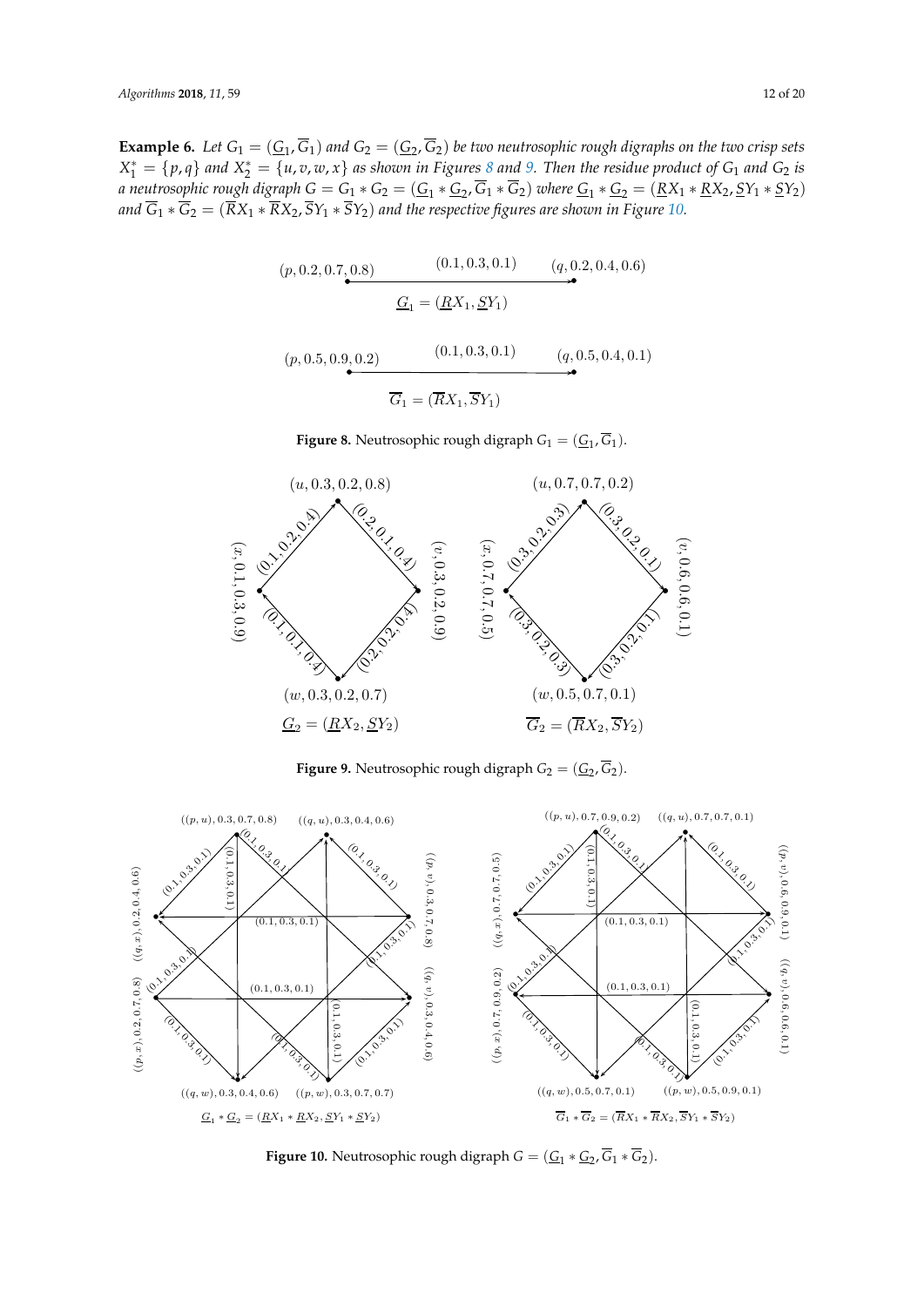**Example 6.** *Let $G_1 = (\underline{G}_1, \overline{G}_1)$ and $G_2 = (\underline{G}_2, \overline{G}_2)$ be two neutrosophic rough digraphs on the two crisp sets $X_1^* = \{p, q\}$ and $X_2^* = \{u, v, w, x\}$ as shown in Figures 8 and 9. Then the residue product of $G_1$ and $G_2$ is a neutrosophic rough digraph $G = G_1 * G_2 = (\underline{G}_1 * \underline{G}_2, \overline{G}_1 * \overline{G}_2)$ where $\underline{G}_1 * \underline{G}_2 = (\underline{R}X_1 * \underline{R}X_2, \underline{S}Y_1 * \underline{S}Y_2)$ and $\overline{G}_1 * \overline{G}_2 = (\overline{R}X_1 * \overline{R}X_2, \overline{S}Y_1 * \overline{S}Y_2)$ and the respective figures are shown in Figure 10.*

**Figure 8.** Neutrosophic rough digraph $G_1 = (\underline{G}_1, \overline{G}_1)$.

**Figure 9.** Neutrosophic rough digraph $G_2 = (\underline{G}_2, \overline{G}_2)$.

**Figure 10.** Neutrosophic rough digraph $G = (\underline{G}_1 * \underline{G}_2, \overline{G}_1 * \overline{G}_2)$.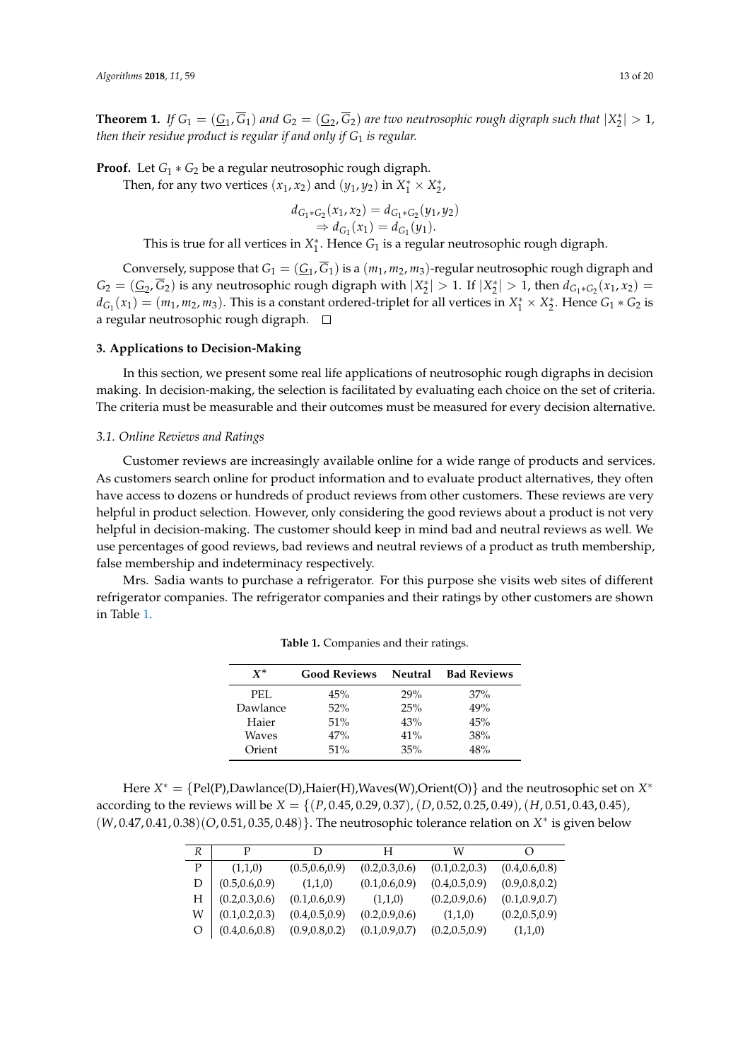**Theorem 1.** *If $G_1 = (\underline{G_1}, \overline{G}_1)$ and $G_2 = (\underline{G_2}, \overline{G}_2)$ are two neutrosophic rough digraph such that $|X_2^*| > 1$, then their residue product is regular if and only if $G_1$ is regular.*

**Proof.** Let $G_1 * G_2$ be a regular neutrosophic rough digraph.

Then, for any two vertices $(x_1, x_2)$ and $(y_1, y_2)$ in $X_1^* \times X_2^*$,

$$d_{G_1 * G_2}(x_1, x_2) = d_{G_1 * G_2}(y_1, y_2)$$
$$\Rightarrow d_{G_1}(x_1) = d_{G_1}(y_1).$$

This is true for all vertices in $X_1^*$. Hence $G_1$ is a regular neutrosophic rough digraph.

Conversely, suppose that $G_1 = (\underline{G_1}, \overline{G}_1)$ is a $(m_1, m_2, m_3)$-regular neutrosophic rough digraph and $G_2 = (\underline{G_2}, \overline{G}_2)$ is any neutrosophic rough digraph with $|X_2^*| > 1$. If $|X_2^*| > 1$, then $d_{G_1 * G_2}(x_1, x_2) = d_{G_1}(x_1) = (m_1, m_2, m_3)$. This is a constant ordered-triplet for all vertices in $X_1^* \times X_2^*$. Hence $G_1 * G_2$ is a regular neutrosophic rough digraph. □

## 3. Applications to Decision-Making

In this section, we present some real life applications of neutrosophic rough digraphs in decision making. In decision-making, the selection is facilitated by evaluating each choice on the set of criteria. The criteria must be measurable and their outcomes must be measured for every decision alternative.

### *3.1. Online Reviews and Ratings*

Customer reviews are increasingly available online for a wide range of products and services. As customers search online for product information and to evaluate product alternatives, they often have access to dozens or hundreds of product reviews from other customers. These reviews are very helpful in product selection. However, only considering the good reviews about a product is not very helpful in decision-making. The customer should keep in mind bad and neutral reviews as well. We use percentages of good reviews, bad reviews and neutral reviews of a product as truth membership, false membership and indeterminacy respectively.

Mrs. Sadia wants to purchase a refrigerator. For this purpose she visits web sites of different refrigerator companies. The refrigerator companies and their ratings by other customers are shown in Table 1.

**Table 1.** Companies and their ratings.

| $X^*$ | Good Reviews | Neutral | Bad Reviews |
|---|---|---|---|
| PEL | 45% | 29% | 37% |
| Dawlance | 52% | 25% | 49% |
| Haier | 51% | 43% | 45% |
| Waves | 47% | 41% | 38% |
| Orient | 51% | 35% | 48% |

Here $X^* = \{$Pel(P),Dawlance(D),Haier(H),Waves(W),Orient(O)$\}$ and the neutrosophic set on $X^*$ according to the reviews will be $X = \{(P, 0.45, 0.29, 0.37), (D, 0.52, 0.25, 0.49), (H, 0.51, 0.43, 0.45),$ $(W, 0.47, 0.41, 0.38)(O, 0.51, 0.35, 0.48)\}$. The neutrosophic tolerance relation on $X^*$ is given below

| $R$ | P | D | H | W | O |
|---|---|---|---|---|---|
| P | (1,1,0) | (0.5,0.6,0.9) | (0.2,0.3,0.6) | (0.1,0.2,0.3) | (0.4,0.6,0.8) |
| D | (0.5,0.6,0.9) | (1,1,0) | (0.1,0.6,0.9) | (0.4,0.5,0.9) | (0.9,0.8,0.2) |
| H | (0.2,0.3,0.6) | (0.1,0.6,0.9) | (1,1,0) | (0.2,0.9,0.6) | (0.1,0.9,0.7) |
| W | (0.1,0.2,0.3) | (0.4,0.5,0.9) | (0.2,0.9,0.6) | (1,1,0) | (0.2,0.5,0.9) |
| O | (0.4,0.6,0.8) | (0.9,0.8,0.2) | (0.1,0.9,0.7) | (0.2,0.5,0.9) | (1,1,0) |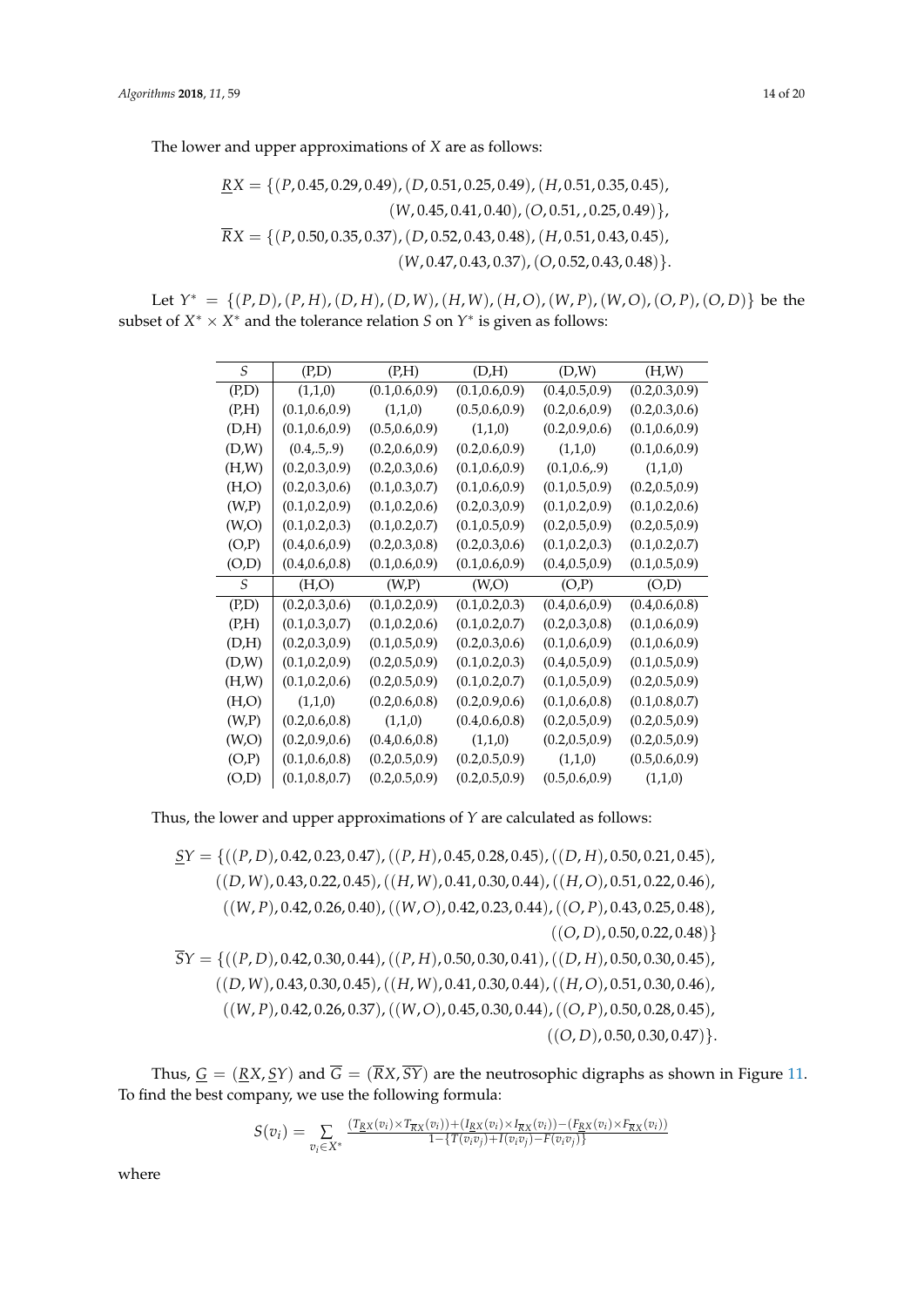The lower and upper approximations of $X$ are as follows:

$$\underline{R}X = \{(P, 0.45, 0.29, 0.49), (D, 0.51, 0.25, 0.49), (H, 0.51, 0.35, 0.45), (W, 0.45, 0.41, 0.40), (O, 0.51, , 0.25, 0.49)\},$$

$$\overline{R}X = \{(P, 0.50, 0.35, 0.37), (D, 0.52, 0.43, 0.48), (H, 0.51, 0.43, 0.45), (W, 0.47, 0.43, 0.37), (O, 0.52, 0.43, 0.48)\}.$$

Let $Y^* = \{(P, D), (P, H), (D, H), (D, W), (H, W), (H, O), (W, P), (W, O), (O, P), (O, D)\}$ be the subset of $X^* \times X^*$ and the tolerance relation $S$ on $Y^*$ is given as follows:

| $S$ | (P,D) | (P,H) | (D,H) | (D,W) | (H,W) |
|---|---|---|---|---|---|
| (P,D) | (1,1,0) | (0.1,0.6,0.9) | (0.1,0.6,0.9) | (0.4,0.5,0.9) | (0.2,0.3,0.9) |
| (P,H) | (0.1,0.6,0.9) | (1,1,0) | (0.5,0.6,0.9) | (0.2,0.6,0.9) | (0.2,0.3,0.6) |
| (D,H) | (0.1,0.6,0.9) | (0.5,0.6,0.9) | (1,1,0) | (0.2,0.9,0.6) | (0.1,0.6,0.9) |
| (D,W) | (0.4,.5,.9) | (0.2,0.6,0.9) | (0.2,0.6,0.9) | (1,1,0) | (0.1,0.6,0.9) |
| (H,W) | (0.2,0.3,0.9) | (0.2,0.3,0.6) | (0.1,0.6,0.9) | (0.1,0.6,.9) | (1,1,0) |
| (H,O) | (0.2,0.3,0.6) | (0.1,0.3,0.7) | (0.1,0.6,0.9) | (0.1,0.5,0.9) | (0.2,0.5,0.9) |
| (W,P) | (0.1,0.2,0.9) | (0.1,0.2,0.6) | (0.2,0.3,0.9) | (0.1,0.2,0.9) | (0.1,0.2,0.6) |
| (W,O) | (0.1,0.2,0.3) | (0.1,0.2,0.7) | (0.1,0.5,0.9) | (0.2,0.5,0.9) | (0.2,0.5,0.9) |
| (O,P) | (0.4,0.6,0.9) | (0.2,0.3,0.8) | (0.2,0.3,0.6) | (0.1,0.2,0.3) | (0.1,0.2,0.7) |
| (O,D) | (0.4,0.6,0.8) | (0.1,0.6,0.9) | (0.1,0.6,0.9) | (0.4,0.5,0.9) | (0.1,0.5,0.9) |
| $S$ | (H,O) | (W,P) | (W,O) | (O,P) | (O,D) |
| (P,D) | (0.2,0.3,0.6) | (0.1,0.2,0.9) | (0.1,0.2,0.3) | (0.4,0.6,0.9) | (0.4,0.6,0.8) |
| (P,H) | (0.1,0.3,0.7) | (0.1,0.2,0.6) | (0.1,0.2,0.7) | (0.2,0.3,0.8) | (0.1,0.6,0.9) |
| (D,H) | (0.2,0.3,0.9) | (0.1,0.5,0.9) | (0.2,0.3,0.6) | (0.1,0.6,0.9) | (0.1,0.6,0.9) |
| (D,W) | (0.1,0.2,0.9) | (0.2,0.5,0.9) | (0.1,0.2,0.3) | (0.4,0.5,0.9) | (0.1,0.5,0.9) |
| (H,W) | (0.1,0.2,0.6) | (0.2,0.5,0.9) | (0.1,0.2,0.7) | (0.1,0.5,0.9) | (0.2,0.5,0.9) |
| (H,O) | (1,1,0) | (0.2,0.6,0.8) | (0.2,0.9,0.6) | (0.1,0.6,0.8) | (0.1,0.8,0.7) |
| (W,P) | (0.2,0.6,0.8) | (1,1,0) | (0.4,0.6,0.8) | (0.2,0.5,0.9) | (0.2,0.5,0.9) |
| (W,O) | (0.2,0.9,0.6) | (0.4,0.6,0.8) | (1,1,0) | (0.2,0.5,0.9) | (0.2,0.5,0.9) |
| (O,P) | (0.1,0.6,0.8) | (0.2,0.5,0.9) | (0.2,0.5,0.9) | (1,1,0) | (0.5,0.6,0.9) |
| (O,D) | (0.1,0.8,0.7) | (0.2,0.5,0.9) | (0.2,0.5,0.9) | (0.5,0.6,0.9) | (1,1,0) |

Thus, the lower and upper approximations of $Y$ are calculated as follows:

$$\underline{S}Y = \{((P, D), 0.42, 0.23, 0.47), ((P, H), 0.45, 0.28, 0.45), ((D, H), 0.50, 0.21, 0.45), ((D, W), 0.43, 0.22, 0.45), ((H, W), 0.41, 0.30, 0.44), ((H, O), 0.51, 0.22, 0.46), ((W, P), 0.42, 0.26, 0.40), ((W, O), 0.42, 0.23, 0.44), ((O, P), 0.43, 0.25, 0.48), ((O, D), 0.50, 0.22, 0.48)\}$$

$$\overline{S}Y = \{((P, D), 0.42, 0.30, 0.44), ((P, H), 0.50, 0.30, 0.41), ((D, H), 0.50, 0.30, 0.45), ((D, W), 0.43, 0.30, 0.45), ((H, W), 0.41, 0.30, 0.44), ((H, O), 0.51, 0.30, 0.46), ((W, P), 0.42, 0.26, 0.37), ((W, O), 0.45, 0.30, 0.44), ((O, P), 0.50, 0.28, 0.45), ((O, D), 0.50, 0.30, 0.47)\}.$$

Thus, $\underline{G} = (\underline{R}X, \underline{S}Y)$ and $\overline{G} = (\overline{R}X, \overline{SY})$ are the neutrosophic digraphs as shown in Figure 11. To find the best company, we use the following formula:

$$S(v_i) = \sum_{v_j \in X^*} \frac{(T_{\underline{R}X}(v_i) \times T_{\overline{R}X}(v_i)) + (I_{\underline{R}X}(v_i) \times I_{\overline{R}X}(v_i)) - (F_{\underline{R}X}(v_i) \times F_{\overline{R}X}(v_i))}{1 - \{T(v_i v_j) + I(v_i v_j) - F(v_i v_j)\}}$$

where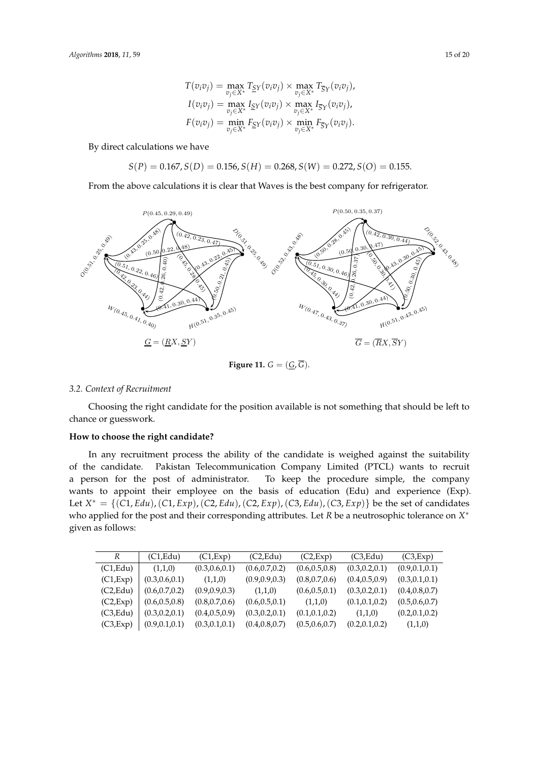$$T(v_iv_j) = \max_{v_j \in X^*} T_{\underline{S}Y}(v_iv_j) \times \max_{v_j \in X^*} T_{\overline{S}Y}(v_iv_j),$$
$$I(v_iv_j) = \max_{v_j \in X^*} I_{\underline{S}Y}(v_iv_j) \times \max_{v_j \in X^*} I_{\overline{S}Y}(v_iv_j),$$
$$F(v_iv_j) = \min_{v_j \in X^*} F_{\underline{S}Y}(v_iv_j) \times \min_{v_j \in X^*} F_{\overline{S}Y}(v_iv_j).$$

By direct calculations we have

$$S(P) = 0.167, S(D) = 0.156, S(H) = 0.268, S(W) = 0.272, S(O) = 0.155.$$

From the above calculations it is clear that Waves is the best company for refrigerator.

**Figure 11.** $G = (\underline{G}, \overline{G})$.

### 3.2. Context of Recruitment

Choosing the right candidate for the position available is not something that should be left to chance or guesswork.

**How to choose the right candidate?**

In any recruitment process the ability of the candidate is weighed against the suitability of the candidate. Pakistan Telecommunication Company Limited (PTCL) wants to recruit a person for the post of administrator. To keep the procedure simple, the company wants to appoint their employee on the basis of education (Edu) and experience (Exp). Let $X^* = \{(C1, Edu), (C1, Exp), (C2, Edu), (C2, Exp), (C3, Edu), (C3, Exp)\}$ be the set of candidates who applied for the post and their corresponding attributes. Let $R$ be a neutrosophic tolerance on $X^*$ given as follows:

| $R$ | (C1,Edu) | (C1,Exp) | (C2,Edu) | (C2,Exp) | (C3,Edu) | (C3,Exp) |
|---|---|---|---|---|---|---|
| (C1,Edu) | (1,1,0) | (0.3,0.6,0.1) | (0.6,0.7,0.2) | (0.6,0.5,0.8) | (0.3,0.2,0.1) | (0.9,0.1,0.1) |
| (C1,Exp) | (0.3,0.6,0.1) | (1,1,0) | (0.9,0.9,0.3) | (0.8,0.7,0.6) | (0.4,0.5,0.9) | (0.3,0.1,0.1) |
| (C2,Edu) | (0.6,0.7,0.2) | (0.9,0.9,0.3) | (1,1,0) | (0.6,0.5,0.1) | (0.3,0.2,0.1) | (0.4,0.8,0.7) |
| (C2,Exp) | (0.6,0.5,0.8) | (0.8,0.7,0.6) | (0.6,0.5,0.1) | (1,1,0) | (0.1,0.1,0.2) | (0.5,0.6,0.7) |
| (C3,Edu) | (0.3,0.2,0.1) | (0.4,0.5,0.9) | (0.3,0.2,0.1) | (0.1,0.1,0.2) | (1,1,0) | (0.2,0.1,0.2) |
| (C3,Exp) | (0.9,0.1,0.1) | (0.3,0.1,0.1) | (0.4,0.8,0.7) | (0.5,0.6,0.7) | (0.2,0.1,0.2) | (1,1,0) |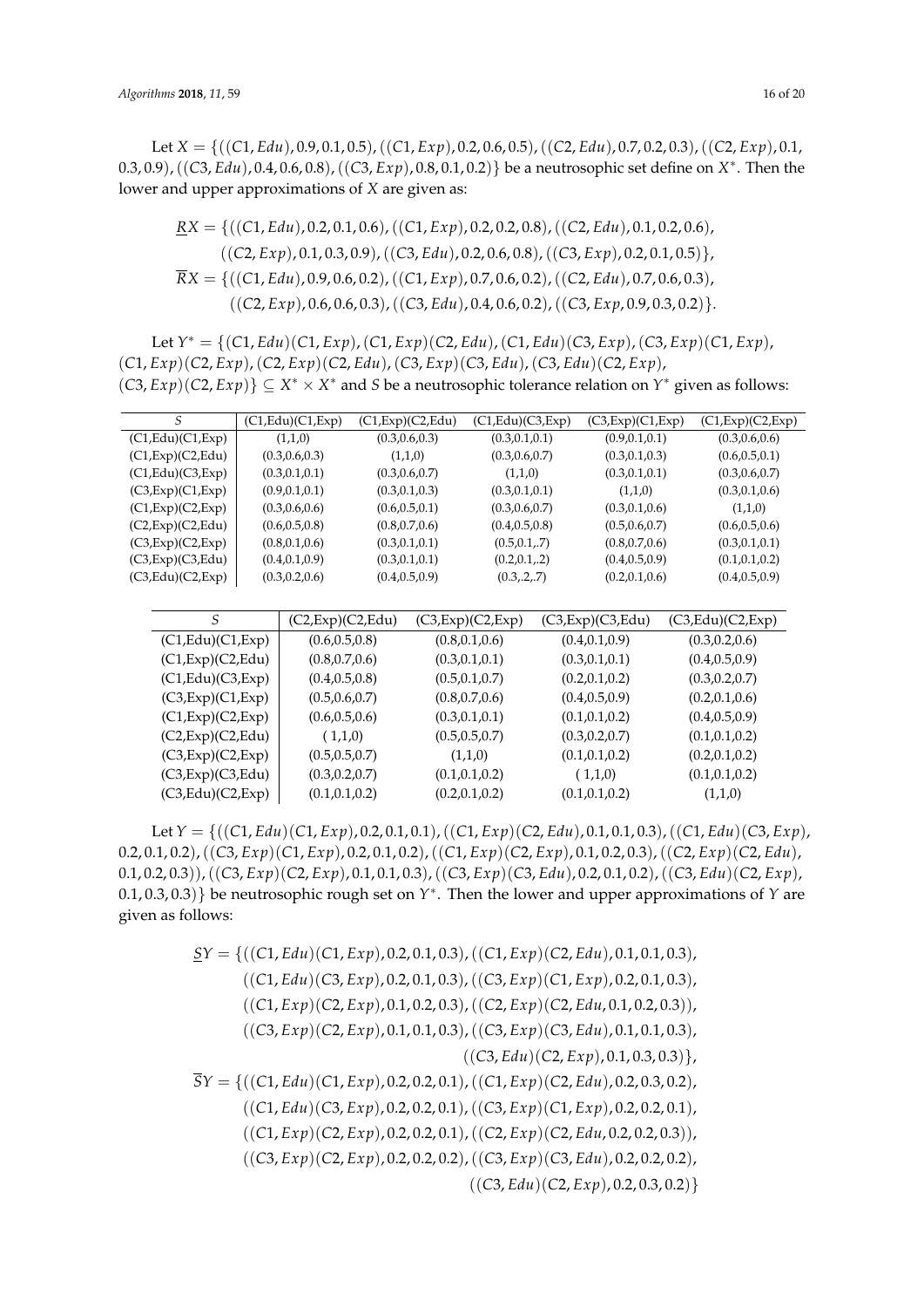Let $X = \{((C1, Edu), 0.9, 0.1, 0.5), ((C1, Exp), 0.2, 0.6, 0.5), ((C2, Edu), 0.7, 0.2, 0.3), ((C2, Exp), 0.1, 0.3, 0.9), ((C3, Edu), 0.4, 0.6, 0.8), ((C3, Exp), 0.8, 0.1, 0.2)\}$ be a neutrosophic set define on $X^*$. Then the lower and upper approximations of $X$ are given as:

$$
\begin{aligned}
\underline{R}X = \{&((C1, Edu), 0.2, 0.1, 0.6), ((C1, Exp), 0.2, 0.2, 0.8), ((C2, Edu), 0.1, 0.2, 0.6),\\
&((C2, Exp), 0.1, 0.3, 0.9), ((C3, Edu), 0.2, 0.6, 0.8), ((C3, Exp), 0.2, 0.1, 0.5)\},\\
\overline{R}X = \{&((C1, Edu), 0.9, 0.6, 0.2), ((C1, Exp), 0.7, 0.6, 0.2), ((C2, Edu), 0.7, 0.6, 0.3),\\
&((C2, Exp), 0.6, 0.6, 0.3), ((C3, Edu), 0.4, 0.6, 0.2), ((C3, Exp, 0.9, 0.3, 0.2)\}.
\end{aligned}
$$

Let $Y^* = \{(C1, Edu)(C1, Exp), (C1, Exp)(C2, Edu), (C1, Edu)(C3, Exp), (C3, Exp)(C1, Exp), (C1, Exp)(C2, Exp), (C2, Exp)(C2, Edu), (C3, Exp)(C3, Edu), (C3, Edu)(C2, Exp), (C3, Exp)(C2, Exp)\} \subseteq X^* \times X^*$ and $S$ be a neutrosophic tolerance relation on $Y^*$ given as follows:

| $S$ | (C1,Edu)(C1,Exp) | (C1,Exp)(C2,Edu) | (C1,Edu)(C3,Exp) | (C3,Exp)(C1,Exp) | (C1,Exp)(C2,Exp) |
|---|---|---|---|---|---|
| (C1,Edu)(C1,Exp) | (1,1,0) | (0.3,0.6,0.3) | (0.3,0.1,0.1) | (0.9,0.1,0.1) | (0.3,0.6,0.6) |
| (C1,Exp)(C2,Edu) | (0.3,0.6,0.3) | (1,1,0) | (0.3,0.6,0.7) | (0.3,0.1,0.3) | (0.6,0.5,0.1) |
| (C1,Edu)(C3,Exp) | (0.3,0.1,0.1) | (0.3,0.6,0.7) | (1,1,0) | (0.3,0.1,0.1) | (0.3,0.6,0.7) |
| (C3,Exp)(C1,Exp) | (0.9,0.1,0.1) | (0.3,0.1,0.3) | (0.3,0.1,0.1) | (1,1,0) | (0.3,0.1,0.6) |
| (C1,Exp)(C2,Exp) | (0.3,0.6,0.6) | (0.6,0.5,0.1) | (0.3,0.6,0.7) | (0.3,0.1,0.6) | (1,1,0) |
| (C2,Exp)(C2,Edu) | (0.6,0.5,0.8) | (0.8,0.7,0.6) | (0.4,0.5,0.8) | (0.5,0.6,0.7) | (0.6,0.5,0.6) |
| (C3,Exp)(C2,Exp) | (0.8,0.1,0.6) | (0.3,0.1,0.1) | (0.5,0.1,.7) | (0.8,0.7,0.6) | (0.3,0.1,0.1) |
| (C3,Exp)(C3,Edu) | (0.4,0.1,0.9) | (0.3,0.1,0.1) | (0.2,0.1,.2) | (0.4,0.5,0.9) | (0.1,0.1,0.2) |
| (C3,Edu)(C2,Exp) | (0.3,0.2,0.6) | (0.4,0.5,0.9) | (0.3,.2,.7) | (0.2,0.1,0.6) | (0.4,0.5,0.9) |

| $S$ | (C2,Exp)(C2,Edu) | (C3,Exp)(C2,Exp) | (C3,Exp)(C3,Edu) | (C3,Edu)(C2,Exp) |
|---|---|---|---|---|
| (C1,Edu)(C1,Exp) | (0.6,0.5,0.8) | (0.8,0.1,0.6) | (0.4,0.1,0.9) | (0.3,0.2,0.6) |
| (C1,Exp)(C2,Edu) | (0.8,0.7,0.6) | (0.3,0.1,0.1) | (0.3,0.1,0.1) | (0.4,0.5,0.9) |
| (C1,Edu)(C3,Exp) | (0.4,0.5,0.8) | (0.5,0.1,0.7) | (0.2,0.1,0.2) | (0.3,0.2,0.7) |
| (C3,Exp)(C1,Exp) | (0.5,0.6,0.7) | (0.8,0.7,0.6) | (0.4,0.5,0.9) | (0.2,0.1,0.6) |
| (C1,Exp)(C2,Exp) | (0.6,0.5,0.6) | (0.3,0.1,0.1) | (0.1,0.1,0.2) | (0.4,0.5,0.9) |
| (C2,Exp)(C2,Edu) | ( 1,1,0) | (0.5,0.5,0.7) | (0.3,0.2,0.7) | (0.1,0.1,0.2) |
| (C3,Exp)(C2,Exp) | (0.5,0.5,0.7) | (1,1,0) | (0.1,0.1,0.2) | (0.2,0.1,0.2) |
| (C3,Exp)(C3,Edu) | (0.3,0.2,0.7) | (0.1,0.1,0.2) | ( 1,1,0) | (0.1,0.1,0.2) |
| (C3,Edu)(C2,Exp) | (0.1,0.1,0.2) | (0.2,0.1,0.2) | (0.1,0.1,0.2) | (1,1,0) |

Let $Y = \{((C1, Edu)(C1, Exp), 0.2, 0.1, 0.1), ((C1, Exp)(C2, Edu), 0.1, 0.1, 0.3), ((C1, Edu)(C3, Exp), 0.2, 0.1, 0.2), ((C3, Exp)(C1, Exp), 0.2, 0.1, 0.2), ((C1, Exp)(C2, Exp), 0.1, 0.2, 0.3), ((C2, Exp)(C2, Edu), 0.1, 0.2, 0.3)), ((C3, Exp)(C2, Exp), 0.1, 0.1, 0.3), ((C3, Exp)(C3, Edu), 0.2, 0.1, 0.2), ((C3, Edu)(C2, Exp), 0.1, 0.3, 0.3)\}$ be neutrosophic rough set on $Y^*$. Then the lower and upper approximations of $Y$ are given as follows:

$$
\begin{aligned}
\underline{S}Y = \{&((C1, Edu)(C1, Exp), 0.2, 0.1, 0.3), ((C1, Exp)(C2, Edu), 0.1, 0.1, 0.3),\\
&((C1, Edu)(C3, Exp), 0.2, 0.1, 0.3), ((C3, Exp)(C1, Exp), 0.2, 0.1, 0.3),\\
&((C1, Exp)(C2, Exp), 0.1, 0.2, 0.3), ((C2, Exp)(C2, Edu, 0.1, 0.2, 0.3)),\\
&((C3, Exp)(C2, Exp), 0.1, 0.1, 0.3), ((C3, Exp)(C3, Edu), 0.1, 0.1, 0.3),\\
&((C3, Edu)(C2, Exp), 0.1, 0.3, 0.3)\},\\
\overline{S}Y = \{&((C1, Edu)(C1, Exp), 0.2, 0.2, 0.1), ((C1, Exp)(C2, Edu), 0.2, 0.3, 0.2),\\
&((C1, Edu)(C3, Exp), 0.2, 0.2, 0.1), ((C3, Exp)(C1, Exp), 0.2, 0.2, 0.1),\\
&((C1, Exp)(C2, Exp), 0.2, 0.2, 0.1), ((C2, Exp)(C2, Edu, 0.2, 0.2, 0.3)),\\
&((C3, Exp)(C2, Exp), 0.2, 0.2, 0.2), ((C3, Exp)(C3, Edu), 0.2, 0.2, 0.2),\\
&((C3, Edu)(C2, Exp), 0.2, 0.3, 0.2)\}
\end{aligned}
$$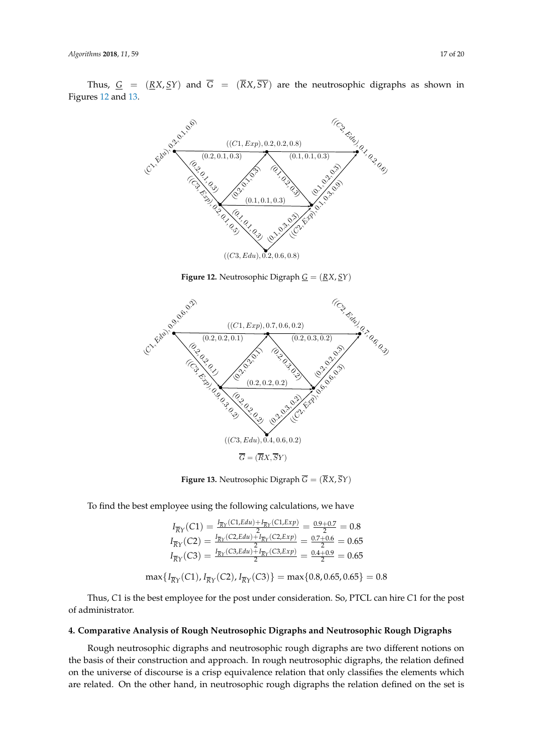Thus, $\underline{G} = (\underline{R}X, \underline{S}Y)$ and $\overline{G} = (\overline{R}X, \overline{SY})$ are the neutrosophic digraphs as shown in Figures 12 and 13.

**Figure 12.** Neutrosophic Digraph $\underline{G} = (\underline{R}X, \underline{S}Y)$

**Figure 13.** Neutrosophic Digraph $\overline{G} = (\overline{R}X, \overline{S}Y)$

To find the best employee using the following calculations, we have

$$I_{\overline{R}Y}(C1) = \frac{I_{\overline{R}Y}(C1,Edu) + I_{\overline{R}Y}(C1,Exp)}{2} = \frac{0.9+0.7}{2} = 0.8$$
$$I_{\overline{R}Y}(C2) = \frac{I_{\overline{R}Y}(C2,Edu) + I_{\overline{R}Y}(C2,Exp)}{2} = \frac{0.7+0.6}{2} = 0.65$$
$$I_{\overline{R}Y}(C3) = \frac{I_{\overline{R}Y}(C3,Edu) + I_{\overline{R}Y}(C3,Exp)}{2} = \frac{0.4+0.9}{2} = 0.65$$

$$\max\{I_{\overline{R}Y}(C1), I_{\overline{R}Y}(C2), I_{\overline{R}Y}(C3)\} = \max\{0.8, 0.65, 0.65\} = 0.8$$

Thus, $C1$ is the best employee for the post under consideration. So, PTCL can hire $C1$ for the post of administrator.

## 4. Comparative Analysis of Rough Neutrosophic Digraphs and Neutrosophic Rough Digraphs

Rough neutrosophic digraphs and neutrosophic rough digraphs are two different notions on the basis of their construction and approach. In rough neutrosophic digraphs, the relation defined on the universe of discourse is a crisp equivalence relation that only classifies the elements which are related. On the other hand, in neutrosophic rough digraphs the relation defined on the set is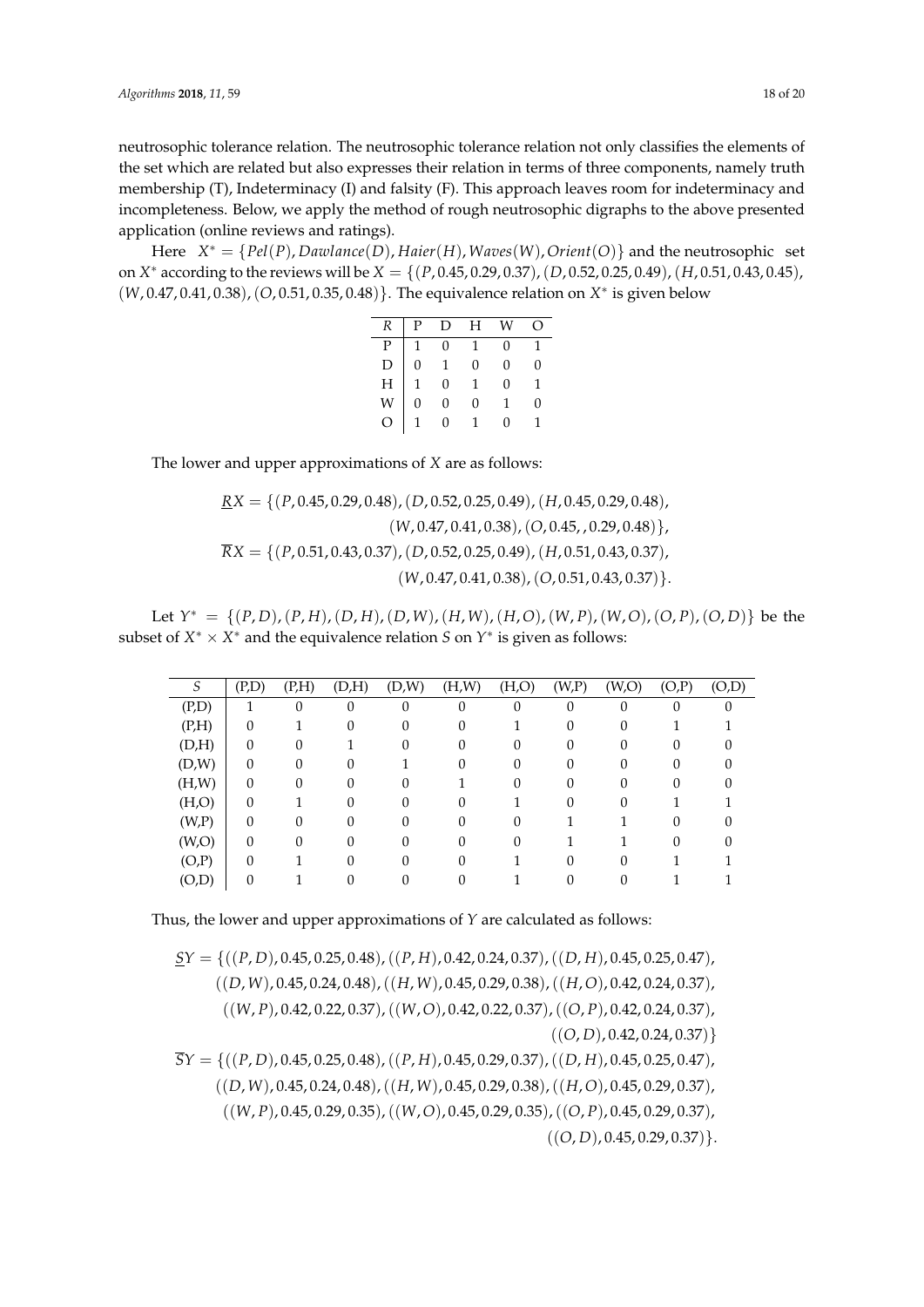neutrosophic tolerance relation. The neutrosophic tolerance relation not only classifies the elements of the set which are related but also expresses their relation in terms of three components, namely truth membership (T), Indeterminacy (I) and falsity (F). This approach leaves room for indeterminacy and incompleteness. Below, we apply the method of rough neutrosophic digraphs to the above presented application (online reviews and ratings).

Here $X^* = \{Pel(P), Dawlance(D), Haier(H), Waves(W), Orient(O)\}$ and the neutrosophic set on $X^*$ according to the reviews will be $X = \{(P, 0.45, 0.29, 0.37), (D, 0.52, 0.25, 0.49), (H, 0.51, 0.43, 0.45), (W, 0.47, 0.41, 0.38), (O, 0.51, 0.35, 0.48)\}$. The equivalence relation on $X^*$ is given below

| $R$ | P | D | H | W | O |
|---|---|---|---|---|---|
| P | 1 | 0 | 1 | 0 | 1 |
| D | 0 | 1 | 0 | 0 | 0 |
| H | 1 | 0 | 1 | 0 | 1 |
| W | 0 | 0 | 0 | 1 | 0 |
| O | 1 | 0 | 1 | 0 | 1 |

The lower and upper approximations of $X$ are as follows:

$$\underline{R}X = \{(P, 0.45, 0.29, 0.48), (D, 0.52, 0.25, 0.49), (H, 0.45, 0.29, 0.48), (W, 0.47, 0.41, 0.38), (O, 0.45, , 0.29, 0.48)\},$$
$$\overline{R}X = \{(P, 0.51, 0.43, 0.37), (D, 0.52, 0.25, 0.49), (H, 0.51, 0.43, 0.37), (W, 0.47, 0.41, 0.38), (O, 0.51, 0.43, 0.37)\}.$$

Let $Y^* = \{(P, D), (P, H), (D, H), (D, W), (H, W), (H, O), (W, P), (W, O), (O, P), (O, D)\}$ be the subset of $X^* \times X^*$ and the equivalence relation $S$ on $Y^*$ is given as follows:

| $S$ | (P,D) | (P,H) | (D,H) | (D,W) | (H,W) | (H,O) | (W,P) | (W,O) | (O,P) | (O,D) |
|---|---|---|---|---|---|---|---|---|---|---|
| (P,D) | 1 | 0 | 0 | 0 | 0 | 0 | 0 | 0 | 0 | 0 |
| (P,H) | 0 | 1 | 0 | 0 | 0 | 1 | 0 | 0 | 1 | 1 |
| (D,H) | 0 | 0 | 1 | 0 | 0 | 0 | 0 | 0 | 0 | 0 |
| (D,W) | 0 | 0 | 0 | 1 | 0 | 0 | 0 | 0 | 0 | 0 |
| (H,W) | 0 | 0 | 0 | 0 | 1 | 0 | 0 | 0 | 0 | 0 |
| (H,O) | 0 | 1 | 0 | 0 | 0 | 1 | 0 | 0 | 1 | 1 |
| (W,P) | 0 | 0 | 0 | 0 | 0 | 0 | 1 | 1 | 0 | 0 |
| (W,O) | 0 | 0 | 0 | 0 | 0 | 0 | 1 | 1 | 0 | 0 |
| (O,P) | 0 | 1 | 0 | 0 | 0 | 1 | 0 | 0 | 1 | 1 |
| (O,D) | 0 | 1 | 0 | 0 | 0 | 1 | 0 | 0 | 1 | 1 |

Thus, the lower and upper approximations of $Y$ are calculated as follows:

$$\underline{S}Y = \{((P, D), 0.45, 0.25, 0.48), ((P, H), 0.42, 0.24, 0.37), ((D, H), 0.45, 0.25, 0.47), ((D, W), 0.45, 0.24, 0.48), ((H, W), 0.45, 0.29, 0.38), ((H, O), 0.42, 0.24, 0.37), ((W, P), 0.42, 0.22, 0.37), ((W, O), 0.42, 0.22, 0.37), ((O, P), 0.42, 0.24, 0.37), ((O, D), 0.42, 0.24, 0.37)\}$$
$$\overline{S}Y = \{((P, D), 0.45, 0.25, 0.48), ((P, H), 0.45, 0.29, 0.37), ((D, H), 0.45, 0.25, 0.47), ((D, W), 0.45, 0.24, 0.48), ((H, W), 0.45, 0.29, 0.38), ((H, O), 0.45, 0.29, 0.37), ((W, P), 0.45, 0.29, 0.35), ((W, O), 0.45, 0.29, 0.35), ((O, P), 0.45, 0.29, 0.37), ((O, D), 0.45, 0.29, 0.37)\}.$$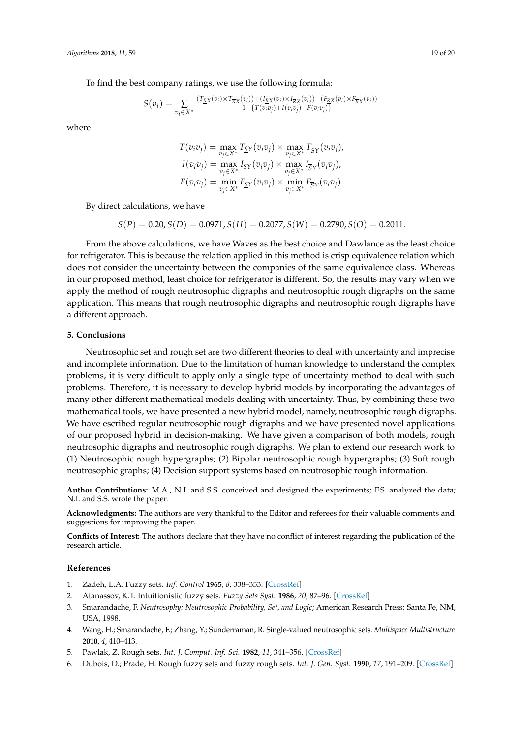To find the best company ratings, we use the following formula:

$$S(v_i) = \sum_{v_i \in X^*} \frac{(T_{\underline{R}X}(v_i) \times T_{\overline{R}X}(v_i)) + (I_{\underline{R}X}(v_i) \times I_{\overline{R}X}(v_i)) - (F_{\underline{R}X}(v_i) \times F_{\overline{R}X}(v_i))}{1 - \{T(v_i v_j) + I(v_i v_j) - F(v_i v_j)\}}$$

where

$$T(v_i v_j) = \max_{v_j \in X^*} T_{\underline{S}Y}(v_i v_j) \times \max_{v_j \in X^*} T_{\overline{S}Y}(v_i v_j),$$
$$I(v_i v_j) = \max_{v_j \in X^*} I_{\underline{S}Y}(v_i v_j) \times \max_{v_j \in X^*} I_{\overline{S}Y}(v_i v_j),$$
$$F(v_i v_j) = \min_{v_j \in X^*} F_{\underline{S}Y}(v_i v_j) \times \min_{v_j \in X^*} F_{\overline{S}Y}(v_i v_j).$$

By direct calculations, we have

$$S(P) = 0.20, S(D) = 0.0971, S(H) = 0.2077, S(W) = 0.2790, S(O) = 0.2011.$$

From the above calculations, we have Waves as the best choice and Dawlance as the least choice for refrigerator. This is because the relation applied in this method is crisp equivalence relation which does not consider the uncertainty between the companies of the same equivalence class. Whereas in our proposed method, least choice for refrigerator is different. So, the results may vary when we apply the method of rough neutrosophic digraphs and neutrosophic rough digraphs on the same application. This means that rough neutrosophic digraphs and neutrosophic rough digraphs have a different approach.

## 5. Conclusions

Neutrosophic set and rough set are two different theories to deal with uncertainty and imprecise and incomplete information. Due to the limitation of human knowledge to understand the complex problems, it is very difficult to apply only a single type of uncertainty method to deal with such problems. Therefore, it is necessary to develop hybrid models by incorporating the advantages of many other different mathematical models dealing with uncertainty. Thus, by combining these two mathematical tools, we have presented a new hybrid model, namely, neutrosophic rough digraphs. We have escribed regular neutrosophic rough digraphs and we have presented novel applications of our proposed hybrid in decision-making. We have given a comparison of both models, rough neutrosophic digraphs and neutrosophic rough digraphs. We plan to extend our research work to (1) Neutrosophic rough hypergraphs; (2) Bipolar neutrosophic rough hypergraphs; (3) Soft rough neutrosophic graphs; (4) Decision support systems based on neutrosophic rough information.

**Author Contributions:** M.A., N.I. and S.S. conceived and designed the experiments; F.S. analyzed the data; N.I. and S.S. wrote the paper.

**Acknowledgments:** The authors are very thankful to the Editor and referees for their valuable comments and suggestions for improving the paper.

**Conflicts of Interest:** The authors declare that they have no conflict of interest regarding the publication of the research article.

## References

1. Zadeh, L.A. Fuzzy sets. *Inf. Control* **1965**, *8*, 338–353. [CrossRef]
2. Atanassov, K.T. Intuitionistic fuzzy sets. *Fuzzy Sets Syst.* **1986**, *20*, 87–96. [CrossRef]
3. Smarandache, F. *Neutrosophy: Neutrosophic Probability, Set, and Logic*; American Research Press: Santa Fe, NM, USA, 1998.
4. Wang, H.; Smarandache, F.; Zhang, Y.; Sunderraman, R. Single-valued neutrosophic sets. *Multispace Multistructure* **2010**, *4*, 410–413.
5. Pawlak, Z. Rough sets. *Int. J. Comput. Inf. Sci.* **1982**, *11*, 341–356. [CrossRef]
6. Dubois, D.; Prade, H. Rough fuzzy sets and fuzzy rough sets. *Int. J. Gen. Syst.* **1990**, *17*, 191–209. [CrossRef]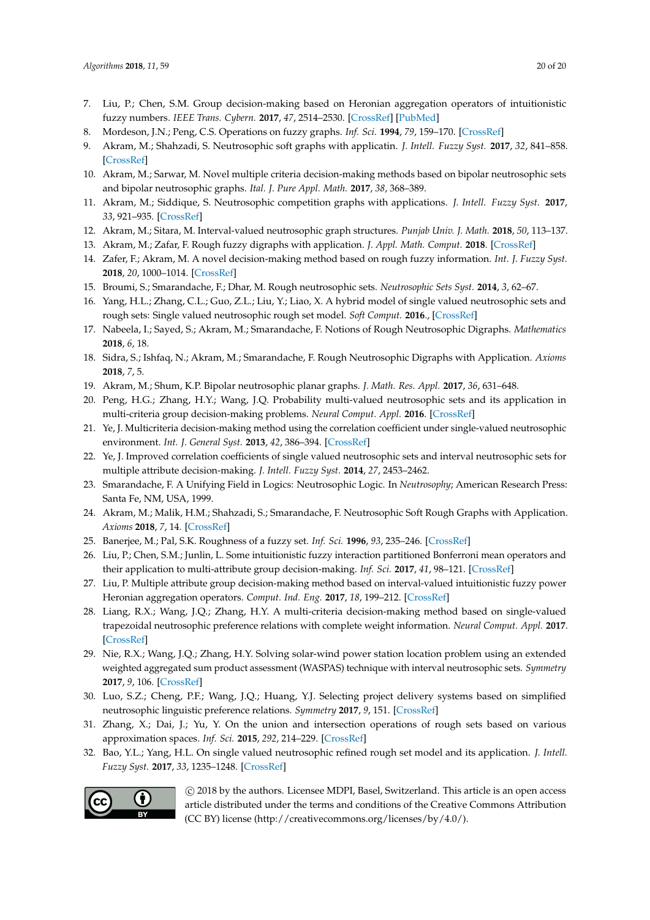7. Liu, P.; Chen, S.M. Group decision-making based on Heronian aggregation operators of intuitionistic fuzzy numbers. *IEEE Trans. Cybern.* **2017**, *47*, 2514–2530. [CrossRef] [PubMed]
8. Mordeson, J.N.; Peng, C.S. Operations on fuzzy graphs. *Inf. Sci.* **1994**, *79*, 159–170. [CrossRef]
9. Akram, M.; Shahzadi, S. Neutrosophic soft graphs with applicatin. *J. Intell. Fuzzy Syst.* **2017**, *32*, 841–858. [CrossRef]
10. Akram, M.; Sarwar, M. Novel multiple criteria decision-making methods based on bipolar neutrosophic sets and bipolar neutrosophic graphs. *Ital. J. Pure Appl. Math.* **2017**, *38*, 368–389.
11. Akram, M.; Siddique, S. Neutrosophic competition graphs with applications. *J. Intell. Fuzzy Syst.* **2017**, *33*, 921–935. [CrossRef]
12. Akram, M.; Sitara, M. Interval-valued neutrosophic graph structures. *Punjab Univ. J. Math.* **2018**, *50*, 113–137.
13. Akram, M.; Zafar, F. Rough fuzzy digraphs with application. *J. Appl. Math. Comput.* **2018**. [CrossRef]
14. Zafer, F.; Akram, M. A novel decision-making method based on rough fuzzy information. *Int. J. Fuzzy Syst.* **2018**, *20*, 1000–1014. [CrossRef]
15. Broumi, S.; Smarandache, F.; Dhar, M. Rough neutrosophic sets. *Neutrosophic Sets Syst.* **2014**, *3*, 62–67.
16. Yang, H.L.; Zhang, C.L.; Guo, Z.L.; Liu, Y.; Liao, X. A hybrid model of single valued neutrosophic sets and rough sets: Single valued neutrosophic rough set model. *Soft Comput.* **2016**., [CrossRef]
17. Nabeela, I.; Sayed, S.; Akram, M.; Smarandache, F. Notions of Rough Neutrosophic Digraphs. *Mathematics* **2018**, *6*, 18.
18. Sidra, S.; Ishfaq, N.; Akram, M.; Smarandache, F. Rough Neutrosophic Digraphs with Application. *Axioms* **2018**, *7*, 5.
19. Akram, M.; Shum, K.P. Bipolar neutrosophic planar graphs. *J. Math. Res. Appl.* **2017**, *36*, 631–648.
20. Peng, H.G.; Zhang, H.Y.; Wang, J.Q. Probability multi-valued neutrosophic sets and its application in multi-criteria group decision-making problems. *Neural Comput. Appl.* **2016**. [CrossRef]
21. Ye, J. Multicriteria decision-making method using the correlation coefficient under single-valued neutrosophic environment. *Int. J. General Syst.* **2013**, *42*, 386–394. [CrossRef]
22. Ye, J. Improved correlation coefficients of single valued neutrosophic sets and interval neutrosophic sets for multiple attribute decision-making. *J. Intell. Fuzzy Syst.* **2014**, *27*, 2453–2462.
23. Smarandache, F. A Unifying Field in Logics: Neutrosophic Logic. In *Neutrosophy*; American Research Press: Santa Fe, NM, USA, 1999.
24. Akram, M.; Malik, H.M.; Shahzadi, S.; Smarandache, F. Neutrosophic Soft Rough Graphs with Application. *Axioms* **2018**, *7*, 14. [CrossRef]
25. Banerjee, M.; Pal, S.K. Roughness of a fuzzy set. *Inf. Sci.* **1996**, *93*, 235–246. [CrossRef]
26. Liu, P.; Chen, S.M.; Junlin, L. Some intuitionistic fuzzy interaction partitioned Bonferroni mean operators and their application to multi-attribute group decision-making. *Inf. Sci.* **2017**, *41*, 98–121. [CrossRef]
27. Liu, P. Multiple attribute group decision-making method based on interval-valued intuitionistic fuzzy power Heronian aggregation operators. *Comput. Ind. Eng.* **2017**, *18*, 199–212. [CrossRef]
28. Liang, R.X.; Wang, J.Q.; Zhang, H.Y. A multi-criteria decision-making method based on single-valued trapezoidal neutrosophic preference relations with complete weight information. *Neural Comput. Appl.* **2017**. [CrossRef]
29. Nie, R.X.; Wang, J.Q.; Zhang, H.Y. Solving solar-wind power station location problem using an extended weighted aggregated sum product assessment (WASPAS) technique with interval neutrosophic sets. *Symmetry* **2017**, *9*, 106. [CrossRef]
30. Luo, S.Z.; Cheng, P.F.; Wang, J.Q.; Huang, Y.J. Selecting project delivery systems based on simplified neutrosophic linguistic preference relations. *Symmetry* **2017**, *9*, 151. [CrossRef]
31. Zhang, X.; Dai, J.; Yu, Y. On the union and intersection operations of rough sets based on various approximation spaces. *Inf. Sci.* **2015**, *292*, 214–229. [CrossRef]
32. Bao, Y.L.; Yang, H.L. On single valued neutrosophic refined rough set model and its application. *J. Intell. Fuzzy Syst.* **2017**, *33*, 1235–1248. [CrossRef]

© 2018 by the authors. Licensee MDPI, Basel, Switzerland. This article is an open access article distributed under the terms and conditions of the Creative Commons Attribution (CC BY) license (http://creativecommons.org/licenses/by/4.0/).